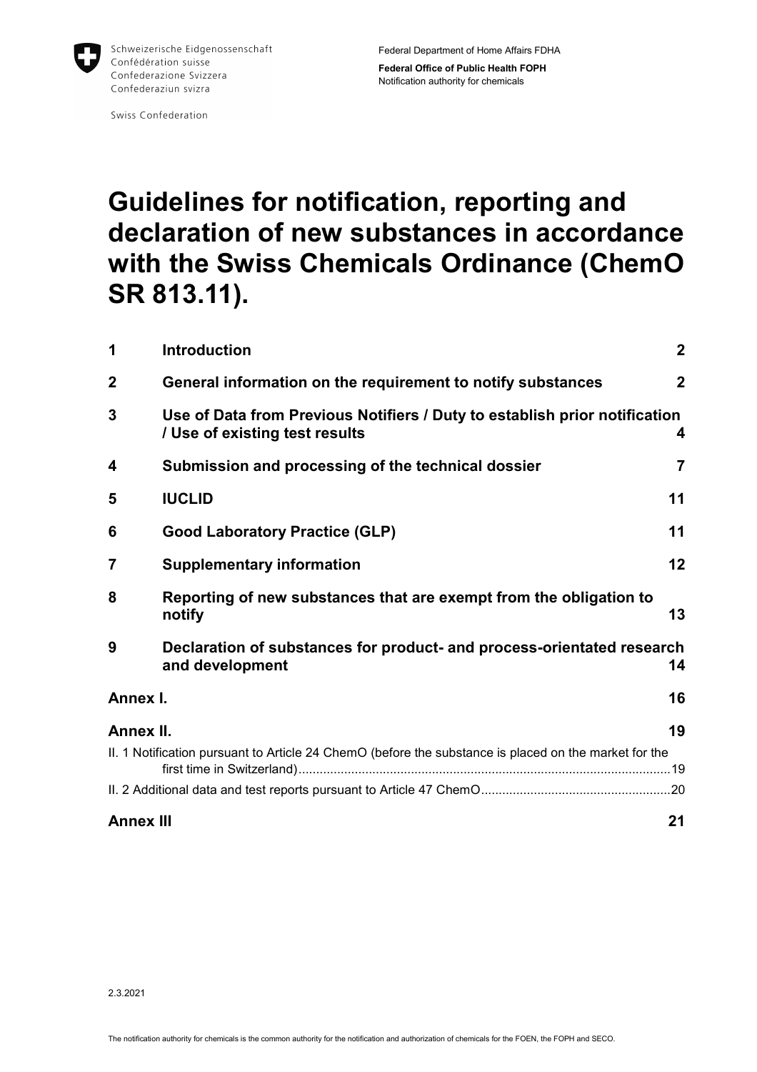Schweizerische Eidgenossenschaft
Confédération suisse
Confederazione Svizzera
Confederaziun svizra

Swiss Confederation

Federal Department of Home Affairs FDHA

**Federal Office of Public Health FOPH**
Notification authority for chemicals

# Guidelines for notification, reporting and declaration of new substances in accordance with the Swiss Chemicals Ordinance (ChemO SR 813.11).

| | | |
|---|---|---|
| **1** | **Introduction** | **2** |
| **2** | **General information on the requirement to notify substances** | **2** |
| **3** | **Use of Data from Previous Notifiers / Duty to establish prior notification / Use of existing test results** | **4** |
| **4** | **Submission and processing of the technical dossier** | **7** |
| **5** | **IUCLID** | **11** |
| **6** | **Good Laboratory Practice (GLP)** | **11** |
| **7** | **Supplementary information** | **12** |
| **8** | **Reporting of new substances that are exempt from the obligation to notify** | **13** |
| **9** | **Declaration of substances for product- and process-orientated research and development** | **14** |
| **Annex I.** | | **16** |
| **Annex II.** | | **19** |
| | II. 1 Notification pursuant to Article 24 ChemO (before the substance is placed on the market for the first time in Switzerland) | 19 |
| | II. 2 Additional data and test reports pursuant to Article 47 ChemO | 20 |
| **Annex III** | | **21** |

2.3.2021

The notification authority for chemicals is the common authority for the notification and authorization of chemicals for the FOEN, the FOPH and SECO.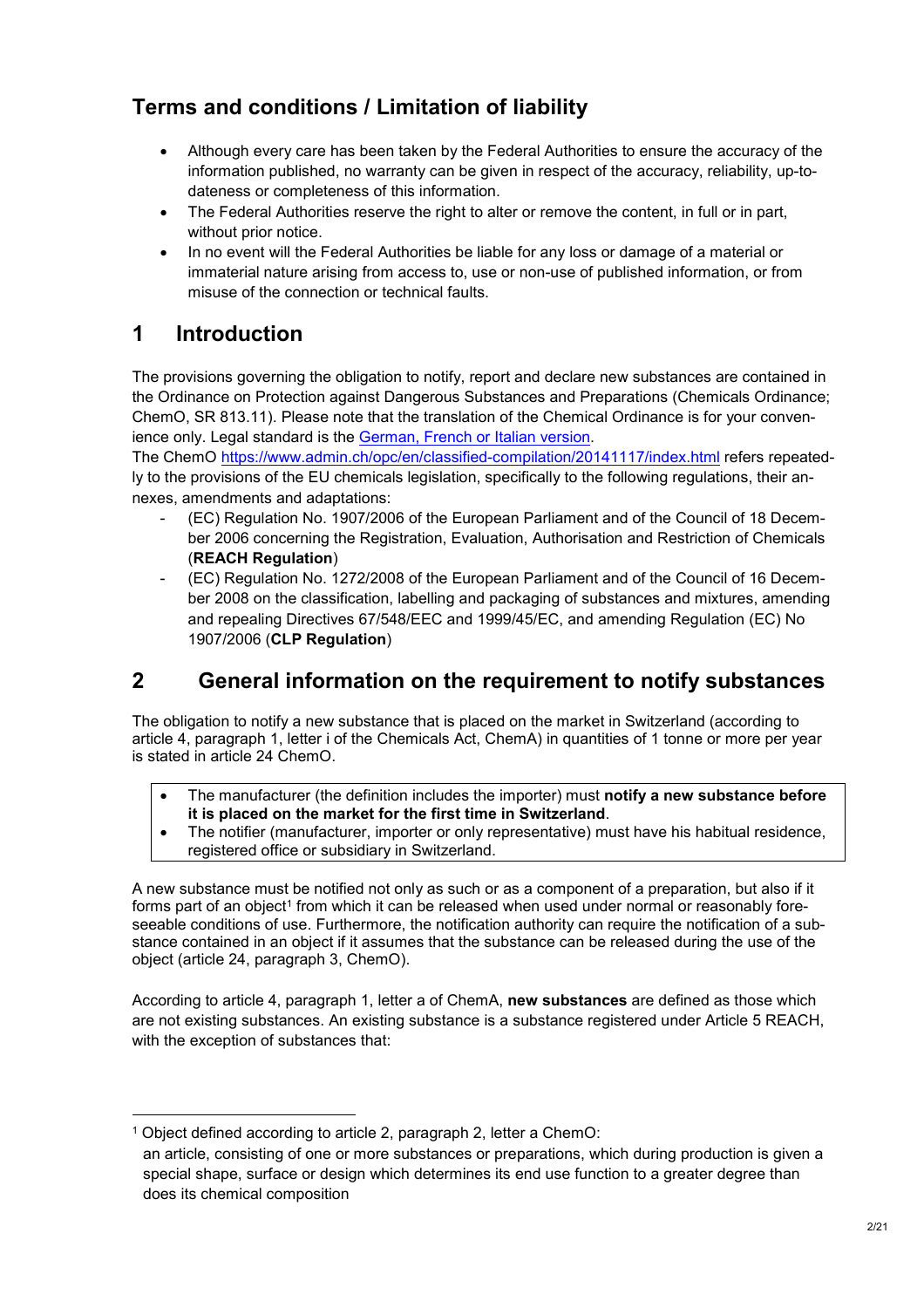## Terms and conditions / Limitation of liability

- Although every care has been taken by the Federal Authorities to ensure the accuracy of the information published, no warranty can be given in respect of the accuracy, reliability, up-to-dateness or completeness of this information.
- The Federal Authorities reserve the right to alter or remove the content, in full or in part, without prior notice.
- In no event will the Federal Authorities be liable for any loss or damage of a material or immaterial nature arising from access to, use or non-use of published information, or from misuse of the connection or technical faults.

## 1 Introduction

The provisions governing the obligation to notify, report and declare new substances are contained in the Ordinance on Protection against Dangerous Substances and Preparations (Chemicals Ordinance; ChemO, SR 813.11). Please note that the translation of the Chemical Ordinance is for your convenience only. Legal standard is the German, French or Italian version.
The ChemO https://www.admin.ch/opc/en/classified-compilation/20141117/index.html refers repeatedly to the provisions of the EU chemicals legislation, specifically to the following regulations, their annexes, amendments and adaptations:

- (EC) Regulation No. 1907/2006 of the European Parliament and of the Council of 18 December 2006 concerning the Registration, Evaluation, Authorisation and Restriction of Chemicals (**REACH Regulation**)
- (EC) Regulation No. 1272/2008 of the European Parliament and of the Council of 16 December 2008 on the classification, labelling and packaging of substances and mixtures, amending and repealing Directives 67/548/EEC and 1999/45/EC, and amending Regulation (EC) No 1907/2006 (**CLP Regulation**)

## 2 General information on the requirement to notify substances

The obligation to notify a new substance that is placed on the market in Switzerland (according to article 4, paragraph 1, letter i of the Chemicals Act, ChemA) in quantities of 1 tonne or more per year is stated in article 24 ChemO.

- The manufacturer (the definition includes the importer) must **notify a new substance before it is placed on the market for the first time in Switzerland**.
- The notifier (manufacturer, importer or only representative) must have his habitual residence, registered office or subsidiary in Switzerland.

A new substance must be notified not only as such or as a component of a preparation, but also if it forms part of an object[1] from which it can be released when used under normal or reasonably foreseeable conditions of use. Furthermore, the notification authority can require the notification of a substance contained in an object if it assumes that the substance can be released during the use of the object (article 24, paragraph 3, ChemO).

According to article 4, paragraph 1, letter a of ChemA, **new substances** are defined as those which are not existing substances. An existing substance is a substance registered under Article 5 REACH, with the exception of substances that:

---

[1] Object defined according to article 2, paragraph 2, letter a ChemO:
an article, consisting of one or more substances or preparations, which during production is given a special shape, surface or design which determines its end use function to a greater degree than does its chemical composition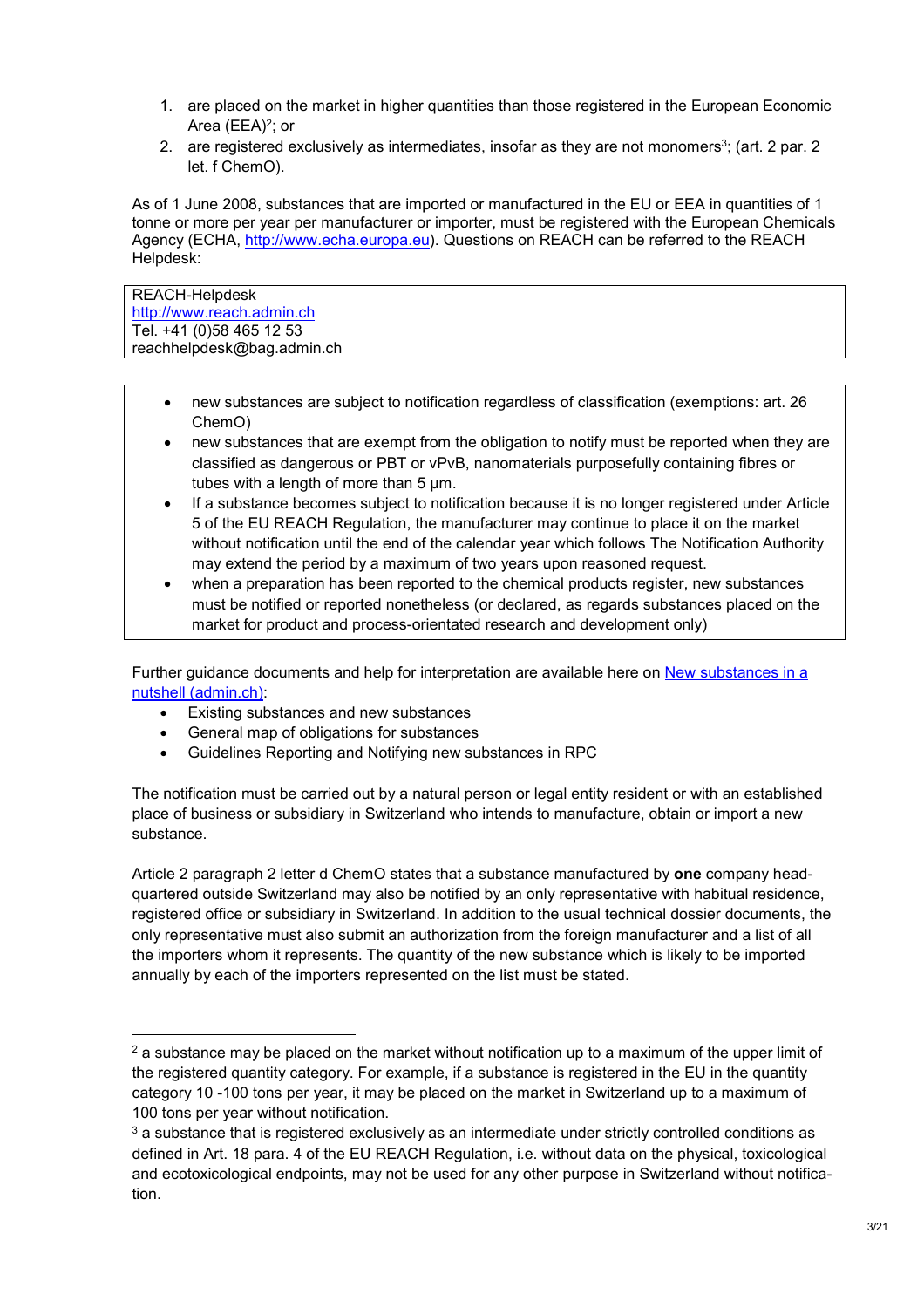1. are placed on the market in higher quantities than those registered in the European Economic Area (EEA)[2]; or
2. are registered exclusively as intermediates, insofar as they are not monomers[3]; (art. 2 par. 2 let. f ChemO).

As of 1 June 2008, substances that are imported or manufactured in the EU or EEA in quantities of 1 tonne or more per year per manufacturer or importer, must be registered with the European Chemicals Agency (ECHA, [http://www.echa.europa.eu](http://www.echa.europa.eu)). Questions on REACH can be referred to the REACH Helpdesk:

REACH-Helpdesk
[http://www.reach.admin.ch](http://www.reach.admin.ch)
Tel. +41 (0)58 465 12 53
reachhelpdesk@bag.admin.ch

- new substances are subject to notification regardless of classification (exemptions: art. 26 ChemO)
- new substances that are exempt from the obligation to notify must be reported when they are classified as dangerous or PBT or vPvB, nanomaterials purposefully containing fibres or tubes with a length of more than 5 µm.
- If a substance becomes subject to notification because it is no longer registered under Article 5 of the EU REACH Regulation, the manufacturer may continue to place it on the market without notification until the end of the calendar year which follows The Notification Authority may extend the period by a maximum of two years upon reasoned request.
- when a preparation has been reported to the chemical products register, new substances must be notified or reported nonetheless (or declared, as regards substances placed on the market for product and process-orientated research and development only)

Further guidance documents and help for interpretation are available here on [New substances in a nutshell (admin.ch)](New substances in a nutshell (admin.ch)):

- Existing substances and new substances
- General map of obligations for substances
- Guidelines Reporting and Notifying new substances in RPC

The notification must be carried out by a natural person or legal entity resident or with an established place of business or subsidiary in Switzerland who intends to manufacture, obtain or import a new substance.

Article 2 paragraph 2 letter d ChemO states that a substance manufactured by **one** company head-quartered outside Switzerland may also be notified by an only representative with habitual residence, registered office or subsidiary in Switzerland. In addition to the usual technical dossier documents, the only representative must also submit an authorization from the foreign manufacturer and a list of all the importers whom it represents. The quantity of the new substance which is likely to be imported annually by each of the importers represented on the list must be stated.

---

[2] a substance may be placed on the market without notification up to a maximum of the upper limit of the registered quantity category. For example, if a substance is registered in the EU in the quantity category 10 -100 tons per year, it may be placed on the market in Switzerland up to a maximum of 100 tons per year without notification.

[3] a substance that is registered exclusively as an intermediate under strictly controlled conditions as defined in Art. 18 para. 4 of the EU REACH Regulation, i.e. without data on the physical, toxicological and ecotoxicological endpoints, may not be used for any other purpose in Switzerland without notification.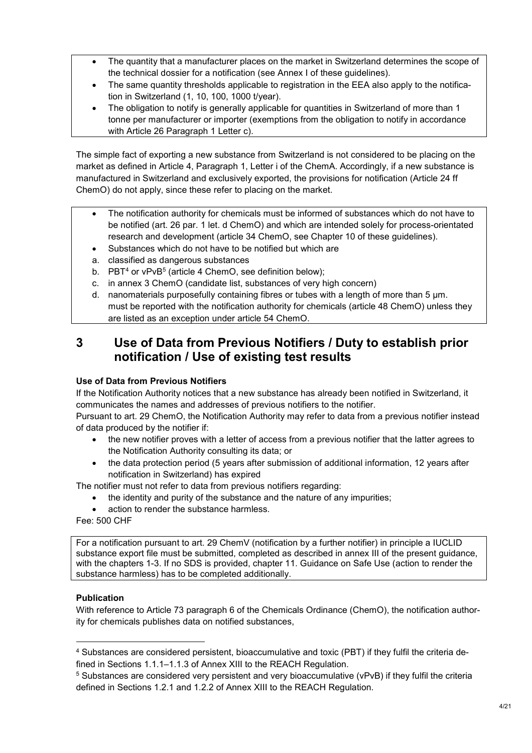- The quantity that a manufacturer places on the market in Switzerland determines the scope of the technical dossier for a notification (see Annex I of these guidelines).
- The same quantity thresholds applicable to registration in the EEA also apply to the notification in Switzerland (1, 10, 100, 1000 t/year).
- The obligation to notify is generally applicable for quantities in Switzerland of more than 1 tonne per manufacturer or importer (exemptions from the obligation to notify in accordance with Article 26 Paragraph 1 Letter c).

The simple fact of exporting a new substance from Switzerland is not considered to be placing on the market as defined in Article 4, Paragraph 1, Letter i of the ChemA. Accordingly, if a new substance is manufactured in Switzerland and exclusively exported, the provisions for notification (Article 24 ff ChemO) do not apply, since these refer to placing on the market.

- The notification authority for chemicals must be informed of substances which do not have to be notified (art. 26 par. 1 let. d ChemO) and which are intended solely for process-orientated research and development (article 34 ChemO, see Chapter 10 of these guidelines).
- Substances which do not have to be notified but which are
  a. classified as dangerous substances
  b. PBT[4] or vPvB[5] (article 4 ChemO, see definition below);
  c. in annex 3 ChemO (candidate list, substances of very high concern)
  d. nanomaterials purposefully containing fibres or tubes with a length of more than 5 µm.

  must be reported with the notification authority for chemicals (article 48 ChemO) unless they are listed as an exception under article 54 ChemO.

# 3 Use of Data from Previous Notifiers / Duty to establish prior notification / Use of existing test results

**Use of Data from Previous Notifiers**

If the Notification Authority notices that a new substance has already been notified in Switzerland, it communicates the names and addresses of previous notifiers to the notifier.

Pursuant to art. 29 ChemO, the Notification Authority may refer to data from a previous notifier instead of data produced by the notifier if:

- the new notifier proves with a letter of access from a previous notifier that the latter agrees to the Notification Authority consulting its data; or
- the data protection period (5 years after submission of additional information, 12 years after notification in Switzerland) has expired

The notifier must not refer to data from previous notifiers regarding:

- the identity and purity of the substance and the nature of any impurities;
- action to render the substance harmless.

Fee: 500 CHF

For a notification pursuant to art. 29 ChemV (notification by a further notifier) in principle a IUCLID substance export file must be submitted, completed as described in annex III of the present guidance, with the chapters 1-3. If no SDS is provided, chapter 11. Guidance on Safe Use (action to render the substance harmless) has to be completed additionally.

**Publication**

With reference to Article 73 paragraph 6 of the Chemicals Ordinance (ChemO), the notification authority for chemicals publishes data on notified substances,

[4] Substances are considered persistent, bioaccumulative and toxic (PBT) if they fulfil the criteria defined in Sections 1.1.1–1.1.3 of Annex XIII to the REACH Regulation.

[5] Substances are considered very persistent and very bioaccumulative (vPvB) if they fulfil the criteria defined in Sections 1.2.1 and 1.2.2 of Annex XIII to the REACH Regulation.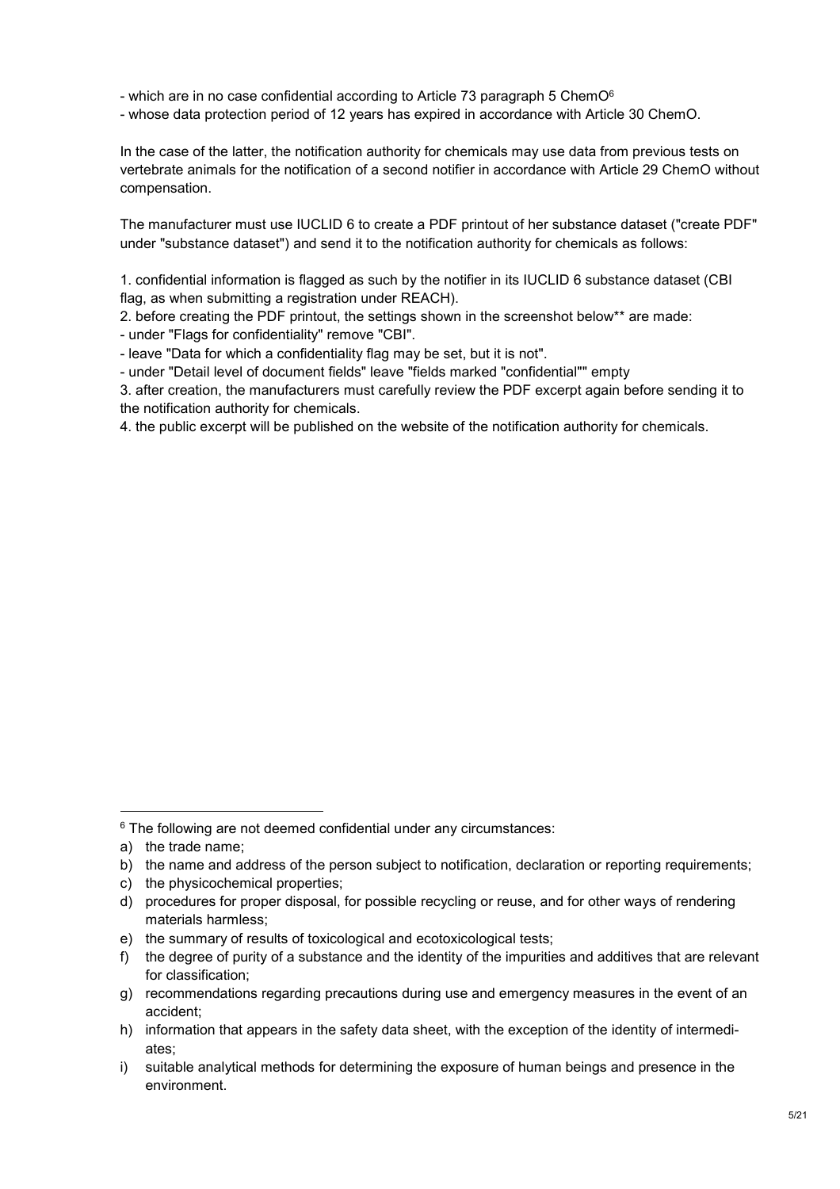- which are in no case confidential according to Article 73 paragraph 5 ChemO[6]
- whose data protection period of 12 years has expired in accordance with Article 30 ChemO.

In the case of the latter, the notification authority for chemicals may use data from previous tests on vertebrate animals for the notification of a second notifier in accordance with Article 29 ChemO without compensation.

The manufacturer must use IUCLID 6 to create a PDF printout of her substance dataset ("create PDF" under "substance dataset") and send it to the notification authority for chemicals as follows:

1. confidential information is flagged as such by the notifier in its IUCLID 6 substance dataset (CBI flag, as when submitting a registration under REACH).
2. before creating the PDF printout, the settings shown in the screenshot below** are made:
   - under "Flags for confidentiality" remove "CBI".
   - leave "Data for which a confidentiality flag may be set, but it is not".
   - under "Detail level of document fields" leave "fields marked "confidential"" empty
3. after creation, the manufacturers must carefully review the PDF excerpt again before sending it to the notification authority for chemicals.
4. the public excerpt will be published on the website of the notification authority for chemicals.

---

[6] The following are not deemed confidential under any circumstances:

a) the trade name;
b) the name and address of the person subject to notification, declaration or reporting requirements;
c) the physicochemical properties;
d) procedures for proper disposal, for possible recycling or reuse, and for other ways of rendering materials harmless;
e) the summary of results of toxicological and ecotoxicological tests;
f) the degree of purity of a substance and the identity of the impurities and additives that are relevant for classification;
g) recommendations regarding precautions during use and emergency measures in the event of an accident;
h) information that appears in the safety data sheet, with the exception of the identity of intermediates;
i) suitable analytical methods for determining the exposure of human beings and presence in the environment.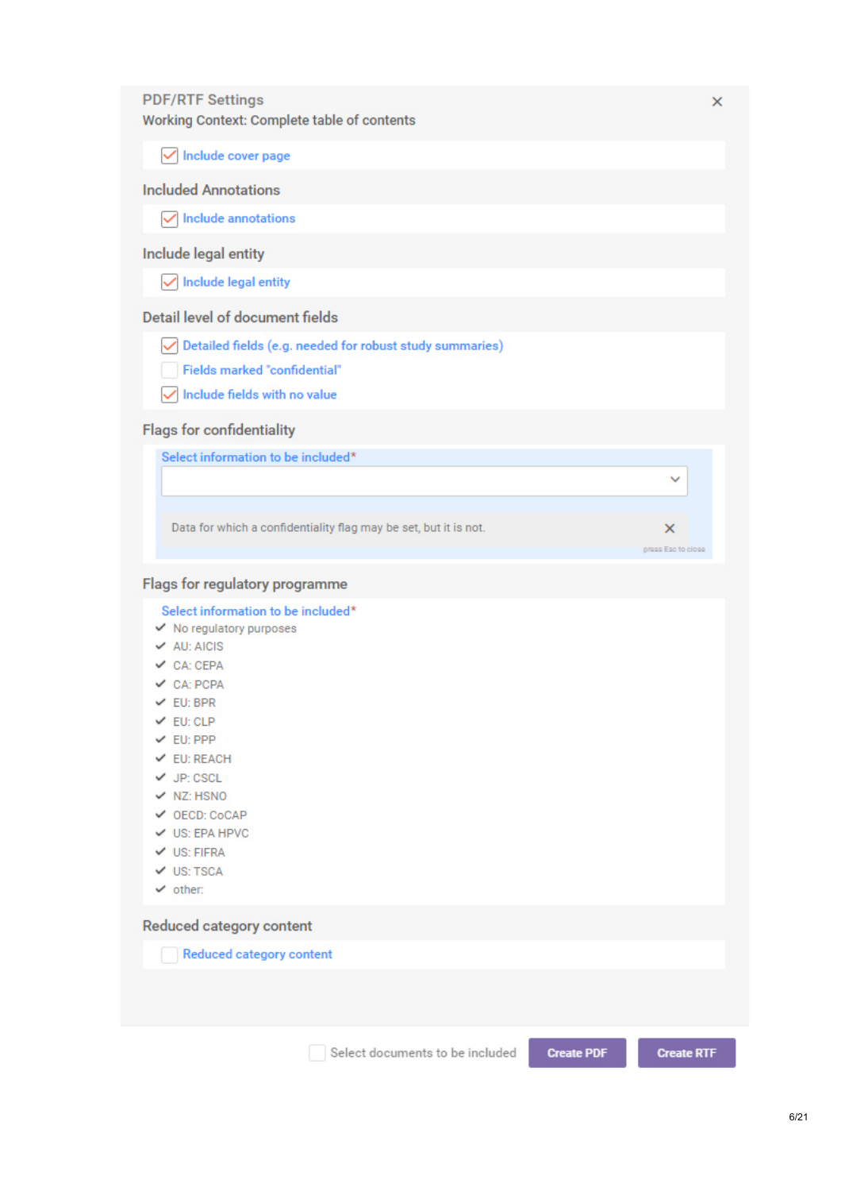## PDF/RTF Settings

Working Context: Complete table of contents

- [x] Include cover page

### Included Annotations

- [x] Include annotations

### Include legal entity

- [x] Include legal entity

### Detail level of document fields

- [x] Detailed fields (e.g. needed for robust study summaries)
- [ ] Fields marked "confidential"
- [x] Include fields with no value

### Flags for confidentiality

Select information to be included*

Data for which a confidentiality flag may be set, but it is not.

press Esc to close

### Flags for regulatory programme

Select information to be included*

- ✔ No regulatory purposes
- ✔ AU: AICIS
- ✔ CA: CEPA
- ✔ CA: PCPA
- ✔ EU: BPR
- ✔ EU: CLP
- ✔ EU: PPP
- ✔ EU: REACH
- ✔ JP: CSCL
- ✔ NZ: HSNO
- ✔ OECD: CoCAP
- ✔ US: EPA HPVC
- ✔ US: FIFRA
- ✔ US: TSCA
- ✔ other:

### Reduced category content

- [ ] Reduced category content

- [ ] Select documents to be included

Create PDF | Create RTF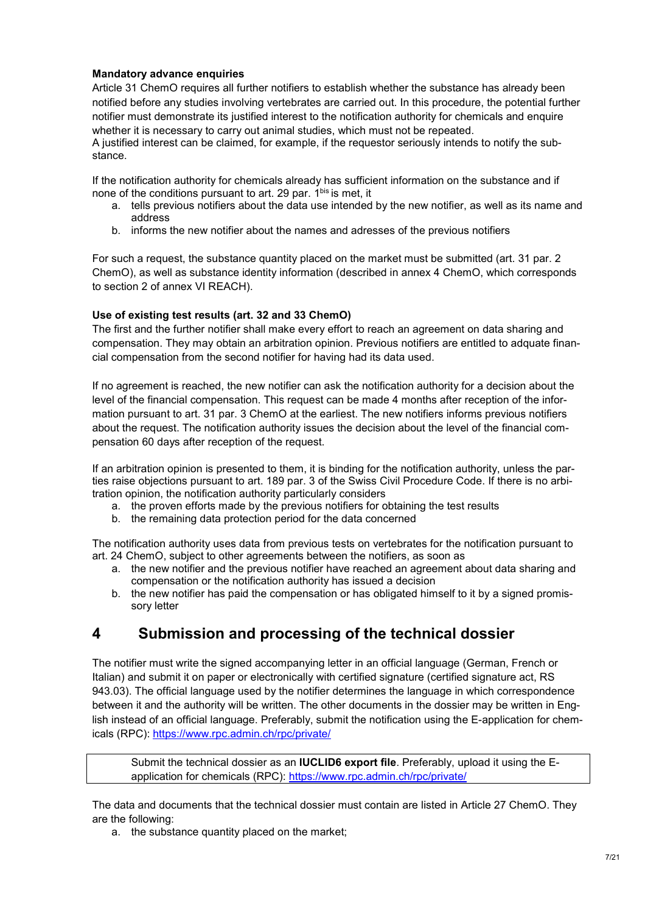**Mandatory advance enquiries**

Article 31 ChemO requires all further notifiers to establish whether the substance has already been notified before any studies involving vertebrates are carried out. In this procedure, the potential further notifier must demonstrate its justified interest to the notification authority for chemicals and enquire whether it is necessary to carry out animal studies, which must not be repeated.

A justified interest can be claimed, for example, if the requestor seriously intends to notify the substance.

If the notification authority for chemicals already has sufficient information on the substance and if none of the conditions pursuant to art. 29 par. 1[bis] is met, it

a. tells previous notifiers about the data use intended by the new notifier, as well as its name and address
b. informs the new notifier about the names and adresses of the previous notifiers

For such a request, the substance quantity placed on the market must be submitted (art. 31 par. 2 ChemO), as well as substance identity information (described in annex 4 ChemO, which corresponds to section 2 of annex VI REACH).

**Use of existing test results (art. 32 and 33 ChemO)**

The first and the further notifier shall make every effort to reach an agreement on data sharing and compensation. They may obtain an arbitration opinion. Previous notifiers are entitled to adquate financial compensation from the second notifier for having had its data used.

If no agreement is reached, the new notifier can ask the notification authority for a decision about the level of the financial compensation. This request can be made 4 months after reception of the information pursuant to art. 31 par. 3 ChemO at the earliest. The new notifiers informs previous notifiers about the request. The notification authority issues the decision about the level of the financial compensation 60 days after reception of the request.

If an arbitration opinion is presented to them, it is binding for the notification authority, unless the parties raise objections pursuant to art. 189 par. 3 of the Swiss Civil Procedure Code. If there is no arbitration opinion, the notification authority particularly considers

a. the proven efforts made by the previous notifiers for obtaining the test results
b. the remaining data protection period for the data concerned

The notification authority uses data from previous tests on vertebrates for the notification pursuant to art. 24 ChemO, subject to other agreements between the notifiers, as soon as

a. the new notifier and the previous notifier have reached an agreement about data sharing and compensation or the notification authority has issued a decision
b. the new notifier has paid the compensation or has obligated himself to it by a signed promissory letter

# 4 Submission and processing of the technical dossier

The notifier must write the signed accompanying letter in an official language (German, French or Italian) and submit it on paper or electronically with certified signature (certified signature act, RS 943.03). The official language used by the notifier determines the language in which correspondence between it and the authority will be written. The other documents in the dossier may be written in English instead of an official language. Preferably, submit the notification using the E-application for chemicals (RPC): https://www.rpc.admin.ch/rpc/private/

> Submit the technical dossier as an **IUCLID6 export file**. Preferably, upload it using the E-application for chemicals (RPC): https://www.rpc.admin.ch/rpc/private/

The data and documents that the technical dossier must contain are listed in Article 27 ChemO. They are the following:

a. the substance quantity placed on the market;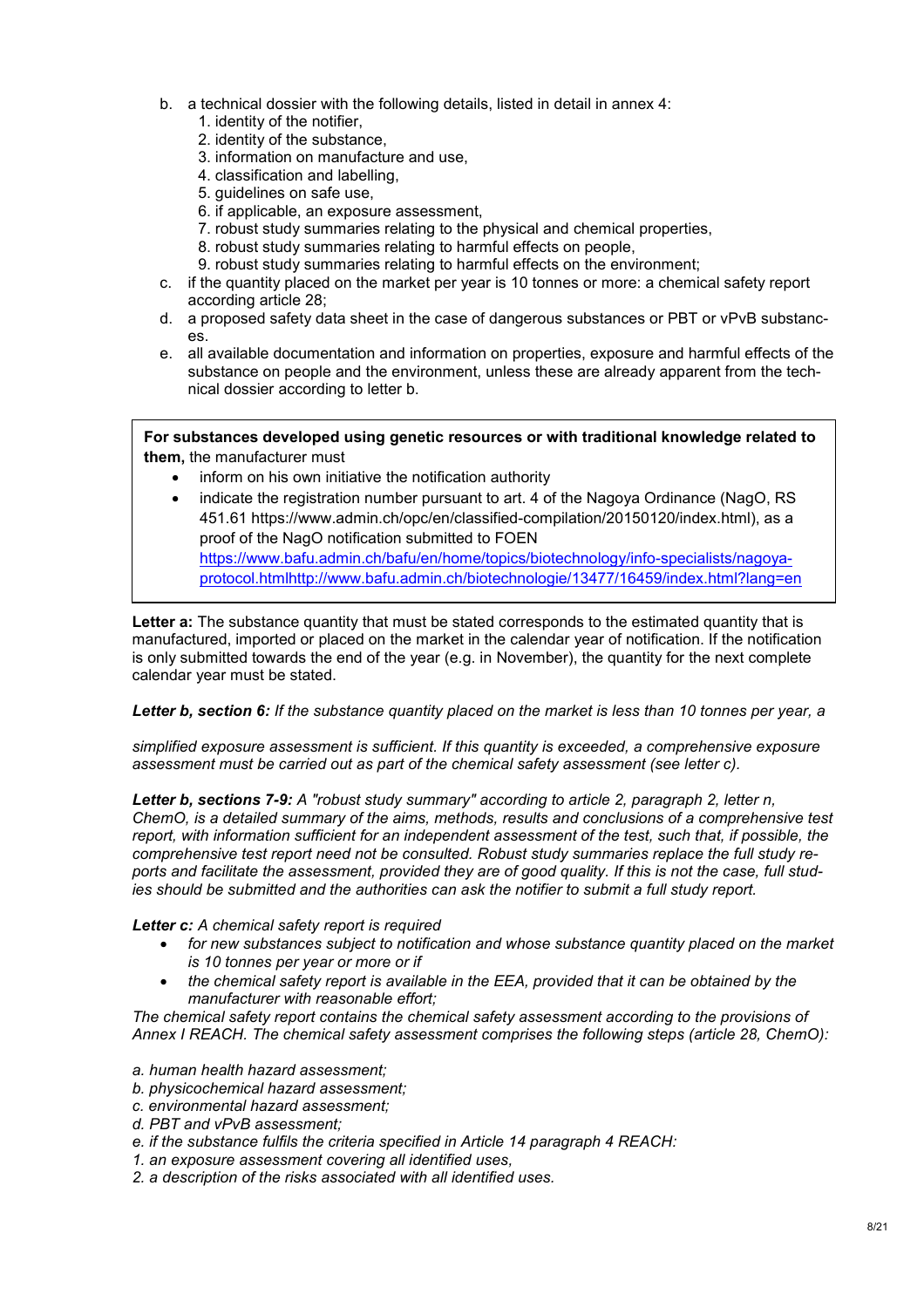b. a technical dossier with the following details, listed in detail in annex 4:
   1. identity of the notifier,
   2. identity of the substance,
   3. information on manufacture and use,
   4. classification and labelling,
   5. guidelines on safe use,
   6. if applicable, an exposure assessment,
   7. robust study summaries relating to the physical and chemical properties,
   8. robust study summaries relating to harmful effects on people,
   9. robust study summaries relating to harmful effects on the environment;
c. if the quantity placed on the market per year is 10 tonnes or more: a chemical safety report according article 28;
d. a proposed safety data sheet in the case of dangerous substances or PBT or vPvB substances.
e. all available documentation and information on properties, exposure and harmful effects of the substance on people and the environment, unless these are already apparent from the technical dossier according to letter b.

> **For substances developed using genetic resources or with traditional knowledge related to them,** the manufacturer must
>
> - inform on his own initiative the notification authority
> - indicate the registration number pursuant to art. 4 of the Nagoya Ordinance (NagO, RS 451.61 https://www.admin.ch/opc/en/classified-compilation/20150120/index.html), as a proof of the NagO notification submitted to FOEN https://www.bafu.admin.ch/bafu/en/home/topics/biotechnology/info-specialists/nagoya-protocol.htmlhttp://www.bafu.admin.ch/biotechnologie/13477/16459/index.html?lang=en

**Letter a:** The substance quantity that must be stated corresponds to the estimated quantity that is manufactured, imported or placed on the market in the calendar year of notification. If the notification is only submitted towards the end of the year (e.g. in November), the quantity for the next complete calendar year must be stated.

***Letter b, section 6:*** *If the substance quantity placed on the market is less than 10 tonnes per year, a simplified exposure assessment is sufficient. If this quantity is exceeded, a comprehensive exposure assessment must be carried out as part of the chemical safety assessment (see letter c).*

***Letter b, sections 7-9:*** *A "robust study summary" according to article 2, paragraph 2, letter n, ChemO, is a detailed summary of the aims, methods, results and conclusions of a comprehensive test report, with information sufficient for an independent assessment of the test, such that, if possible, the comprehensive test report need not be consulted. Robust study summaries replace the full study reports and facilitate the assessment, provided they are of good quality. If this is not the case, full studies should be submitted and the authorities can ask the notifier to submit a full study report.*

***Letter c:*** *A chemical safety report is required*

- *for new substances subject to notification and whose substance quantity placed on the market is 10 tonnes per year or more or if*
- *the chemical safety report is available in the EEA, provided that it can be obtained by the manufacturer with reasonable effort;*

*The chemical safety report contains the chemical safety assessment according to the provisions of Annex I REACH. The chemical safety assessment comprises the following steps (article 28, ChemO):*

*a. human health hazard assessment;*
*b. physicochemical hazard assessment;*
*c. environmental hazard assessment;*
*d. PBT and vPvB assessment;*
*e. if the substance fulfils the criteria specified in Article 14 paragraph 4 REACH:*
*1. an exposure assessment covering all identified uses,*
*2. a description of the risks associated with all identified uses.*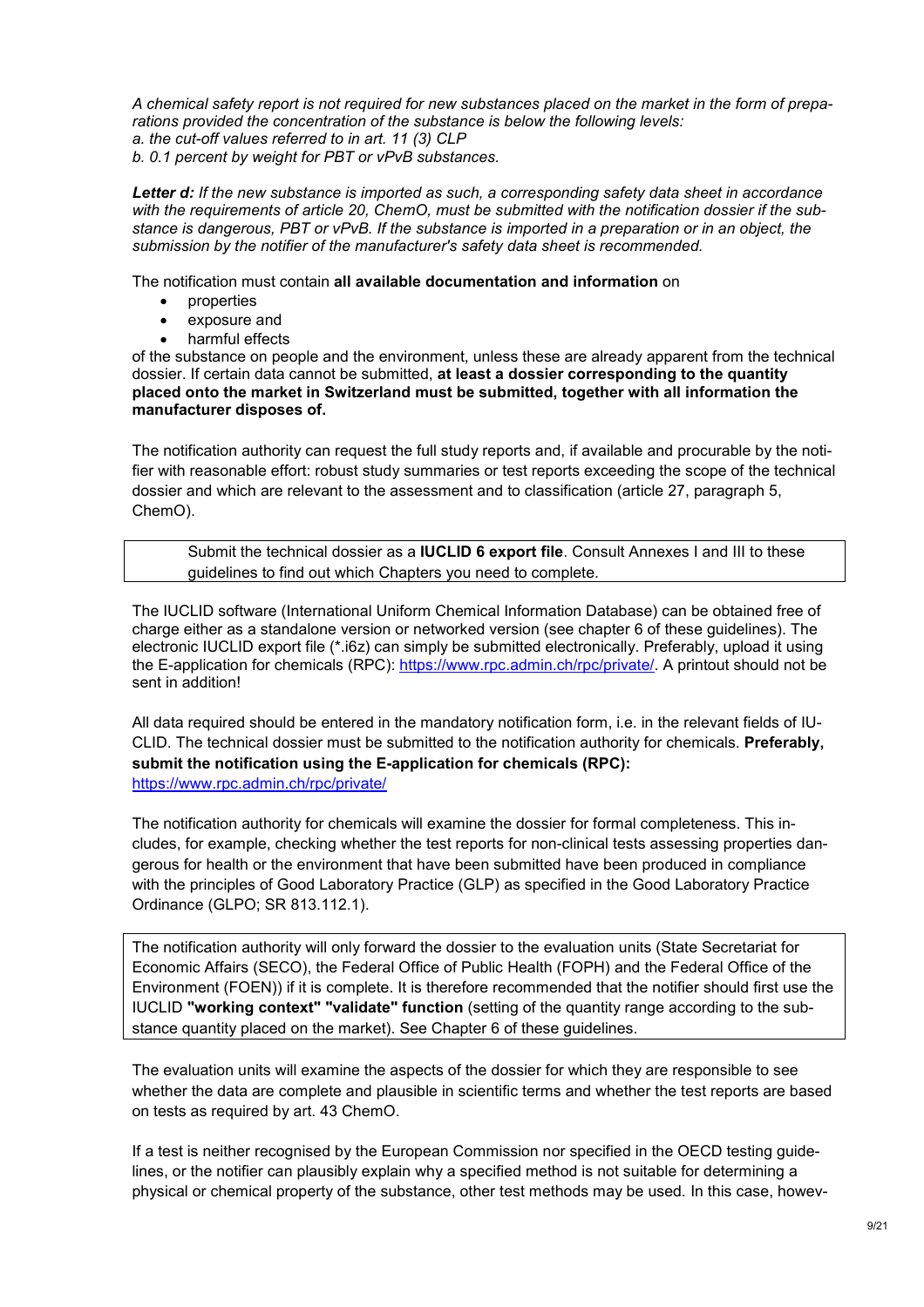*A chemical safety report is not required for new substances placed on the market in the form of preparations provided the concentration of the substance is below the following levels:*
*a. the cut-off values referred to in art. 11 (3) CLP*
*b. 0.1 percent by weight for PBT or vPvB substances.*

***Letter d:*** *If the new substance is imported as such, a corresponding safety data sheet in accordance with the requirements of article 20, ChemO, must be submitted with the notification dossier if the substance is dangerous, PBT or vPvB. If the substance is imported in a preparation or in an object, the submission by the notifier of the manufacturer's safety data sheet is recommended.*

The notification must contain **all available documentation and information** on

- properties
- exposure and
- harmful effects

of the substance on people and the environment, unless these are already apparent from the technical dossier. If certain data cannot be submitted, **at least a dossier corresponding to the quantity placed onto the market in Switzerland must be submitted, together with all information the manufacturer disposes of.**

The notification authority can request the full study reports and, if available and procurable by the notifier with reasonable effort: robust study summaries or test reports exceeding the scope of the technical dossier and which are relevant to the assessment and to classification (article 27, paragraph 5, ChemO).

> Submit the technical dossier as a **IUCLID 6 export file**. Consult Annexes I and III to these guidelines to find out which Chapters you need to complete.

The IUCLID software (International Uniform Chemical Information Database) can be obtained free of charge either as a standalone version or networked version (see chapter 6 of these guidelines). The electronic IUCLID export file (*.i6z) can simply be submitted electronically. Preferably, upload it using the E-application for chemicals (RPC): https://www.rpc.admin.ch/rpc/private/. A printout should not be sent in addition!

All data required should be entered in the mandatory notification form, i.e. in the relevant fields of IUCLID. The technical dossier must be submitted to the notification authority for chemicals. **Preferably, submit the notification using the E-application for chemicals (RPC):** https://www.rpc.admin.ch/rpc/private/

The notification authority for chemicals will examine the dossier for formal completeness. This includes, for example, checking whether the test reports for non-clinical tests assessing properties dangerous for health or the environment that have been submitted have been produced in compliance with the principles of Good Laboratory Practice (GLP) as specified in the Good Laboratory Practice Ordinance (GLPO; SR 813.112.1).

> The notification authority will only forward the dossier to the evaluation units (State Secretariat for Economic Affairs (SECO), the Federal Office of Public Health (FOPH) and the Federal Office of the Environment (FOEN)) if it is complete. It is therefore recommended that the notifier should first use the IUCLID **"working context" "validate" function** (setting of the quantity range according to the substance quantity placed on the market). See Chapter 6 of these guidelines.

The evaluation units will examine the aspects of the dossier for which they are responsible to see whether the data are complete and plausible in scientific terms and whether the test reports are based on tests as required by art. 43 ChemO.

If a test is neither recognised by the European Commission nor specified in the OECD testing guidelines, or the notifier can plausibly explain why a specified method is not suitable for determining a physical or chemical property of the substance, other test methods may be used. In this case, howev-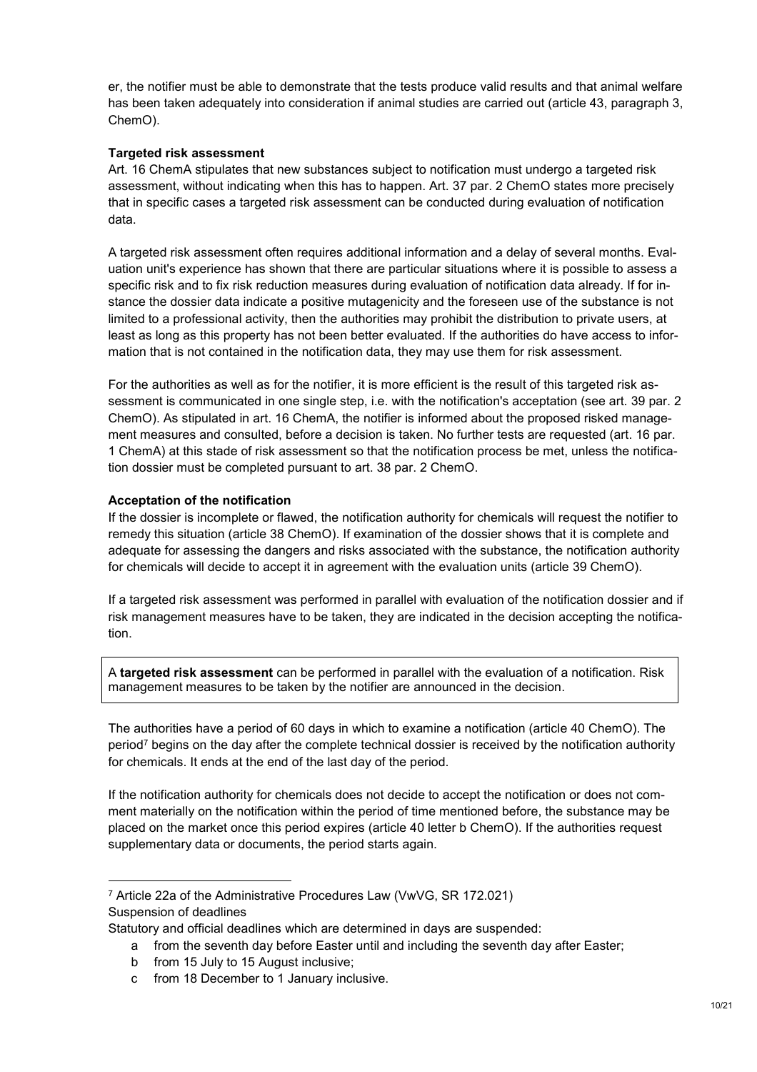er, the notifier must be able to demonstrate that the tests produce valid results and that animal welfare has been taken adequately into consideration if animal studies are carried out (article 43, paragraph 3, ChemO).

**Targeted risk assessment**

Art. 16 ChemA stipulates that new substances subject to notification must undergo a targeted risk assessment, without indicating when this has to happen. Art. 37 par. 2 ChemO states more precisely that in specific cases a targeted risk assessment can be conducted during evaluation of notification data.

A targeted risk assessment often requires additional information and a delay of several months. Evaluation unit's experience has shown that there are particular situations where it is possible to assess a specific risk and to fix risk reduction measures during evaluation of notification data already. If for instance the dossier data indicate a positive mutagenicity and the foreseen use of the substance is not limited to a professional activity, then the authorities may prohibit the distribution to private users, at least as long as this property has not been better evaluated. If the authorities do have access to information that is not contained in the notification data, they may use them for risk assessment.

For the authorities as well as for the notifier, it is more efficient is the result of this targeted risk assessment is communicated in one single step, i.e. with the notification's acceptation (see art. 39 par. 2 ChemO). As stipulated in art. 16 ChemA, the notifier is informed about the proposed risked management measures and consulted, before a decision is taken. No further tests are requested (art. 16 par. 1 ChemA) at this stade of risk assessment so that the notification process be met, unless the notification dossier must be completed pursuant to art. 38 par. 2 ChemO.

**Acceptation of the notification**

If the dossier is incomplete or flawed, the notification authority for chemicals will request the notifier to remedy this situation (article 38 ChemO). If examination of the dossier shows that it is complete and adequate for assessing the dangers and risks associated with the substance, the notification authority for chemicals will decide to accept it in agreement with the evaluation units (article 39 ChemO).

If a targeted risk assessment was performed in parallel with evaluation of the notification dossier and if risk management measures have to be taken, they are indicated in the decision accepting the notification.

> A **targeted risk assessment** can be performed in parallel with the evaluation of a notification. Risk management measures to be taken by the notifier are announced in the decision.

The authorities have a period of 60 days in which to examine a notification (article 40 ChemO). The period[7] begins on the day after the complete technical dossier is received by the notification authority for chemicals. It ends at the end of the last day of the period.

If the notification authority for chemicals does not decide to accept the notification or does not comment materially on the notification within the period of time mentioned before, the substance may be placed on the market once this period expires (article 40 letter b ChemO). If the authorities request supplementary data or documents, the period starts again.

---

[7] Article 22a of the Administrative Procedures Law (VwVG, SR 172.021)
Suspension of deadlines
Statutory and official deadlines which are determined in days are suspended:

a from the seventh day before Easter until and including the seventh day after Easter;
b from 15 July to 15 August inclusive;
c from 18 December to 1 January inclusive.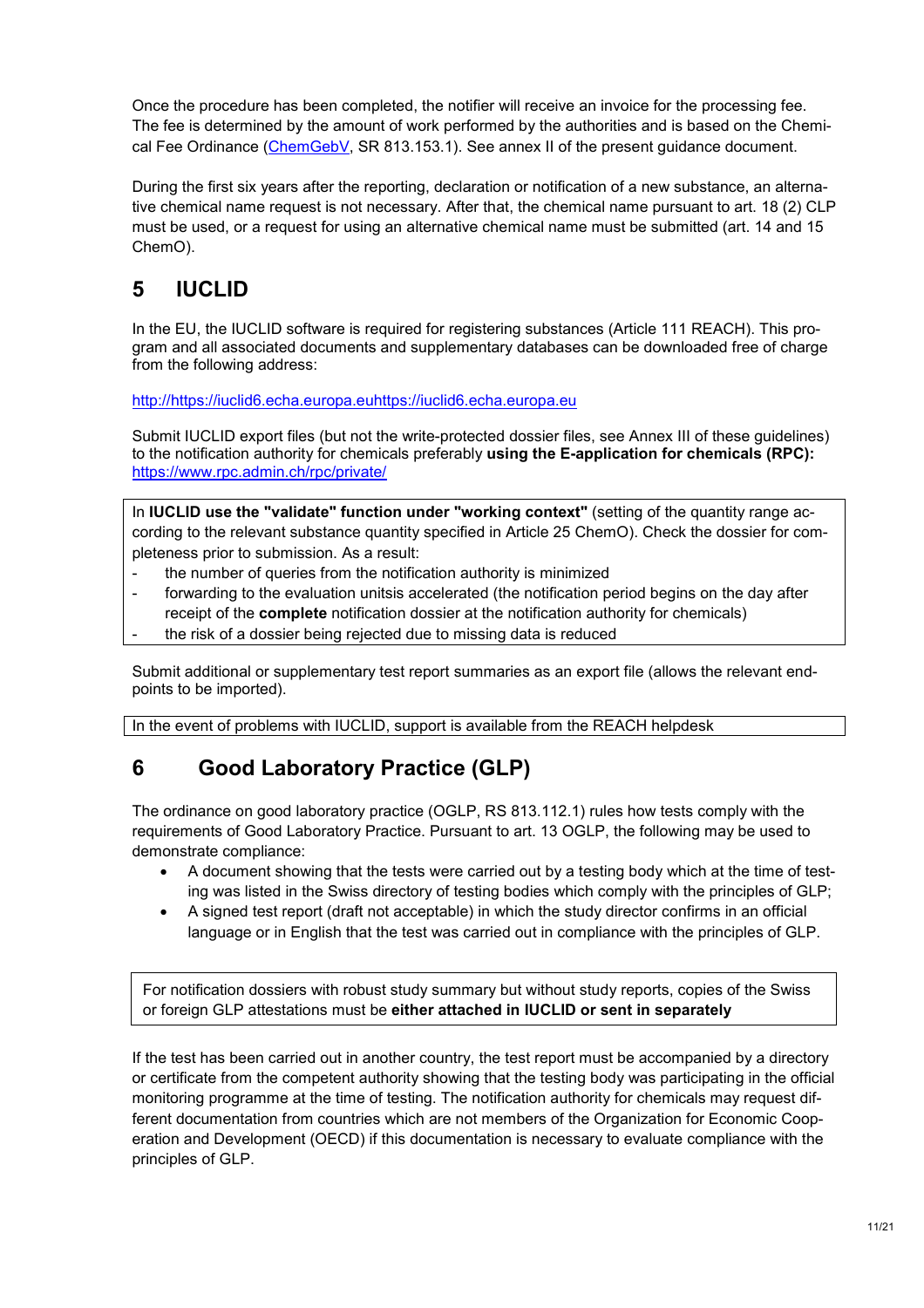Once the procedure has been completed, the notifier will receive an invoice for the processing fee. The fee is determined by the amount of work performed by the authorities and is based on the Chemical Fee Ordinance (ChemGebV, SR 813.153.1). See annex II of the present guidance document.

During the first six years after the reporting, declaration or notification of a new substance, an alternative chemical name request is not necessary. After that, the chemical name pursuant to art. 18 (2) CLP must be used, or a request for using an alternative chemical name must be submitted (art. 14 and 15 ChemO).

# 5 IUCLID

In the EU, the IUCLID software is required for registering substances (Article 111 REACH). This program and all associated documents and supplementary databases can be downloaded free of charge from the following address:

http://https://iuclid6.echa.europa.euhttps://iuclid6.echa.europa.eu

Submit IUCLID export files (but not the write-protected dossier files, see Annex III of these guidelines) to the notification authority for chemicals preferably **using the E-application for chemicals (RPC):** https://www.rpc.admin.ch/rpc/private/

In **IUCLID use the "validate" function under "working context"** (setting of the quantity range according to the relevant substance quantity specified in Article 25 ChemO). Check the dossier for completeness prior to submission. As a result:

- the number of queries from the notification authority is minimized
- forwarding to the evaluation unitsis accelerated (the notification period begins on the day after receipt of the **complete** notification dossier at the notification authority for chemicals)
- the risk of a dossier being rejected due to missing data is reduced

Submit additional or supplementary test report summaries as an export file (allows the relevant endpoints to be imported).

In the event of problems with IUCLID, support is available from the REACH helpdesk

# 6 Good Laboratory Practice (GLP)

The ordinance on good laboratory practice (OGLP, RS 813.112.1) rules how tests comply with the requirements of Good Laboratory Practice. Pursuant to art. 13 OGLP, the following may be used to demonstrate compliance:

- A document showing that the tests were carried out by a testing body which at the time of testing was listed in the Swiss directory of testing bodies which comply with the principles of GLP;
- A signed test report (draft not acceptable) in which the study director confirms in an official language or in English that the test was carried out in compliance with the principles of GLP.

For notification dossiers with robust study summary but without study reports, copies of the Swiss or foreign GLP attestations must be **either attached in IUCLID or sent in separately**

If the test has been carried out in another country, the test report must be accompanied by a directory or certificate from the competent authority showing that the testing body was participating in the official monitoring programme at the time of testing. The notification authority for chemicals may request different documentation from countries which are not members of the Organization for Economic Cooperation and Development (OECD) if this documentation is necessary to evaluate compliance with the principles of GLP.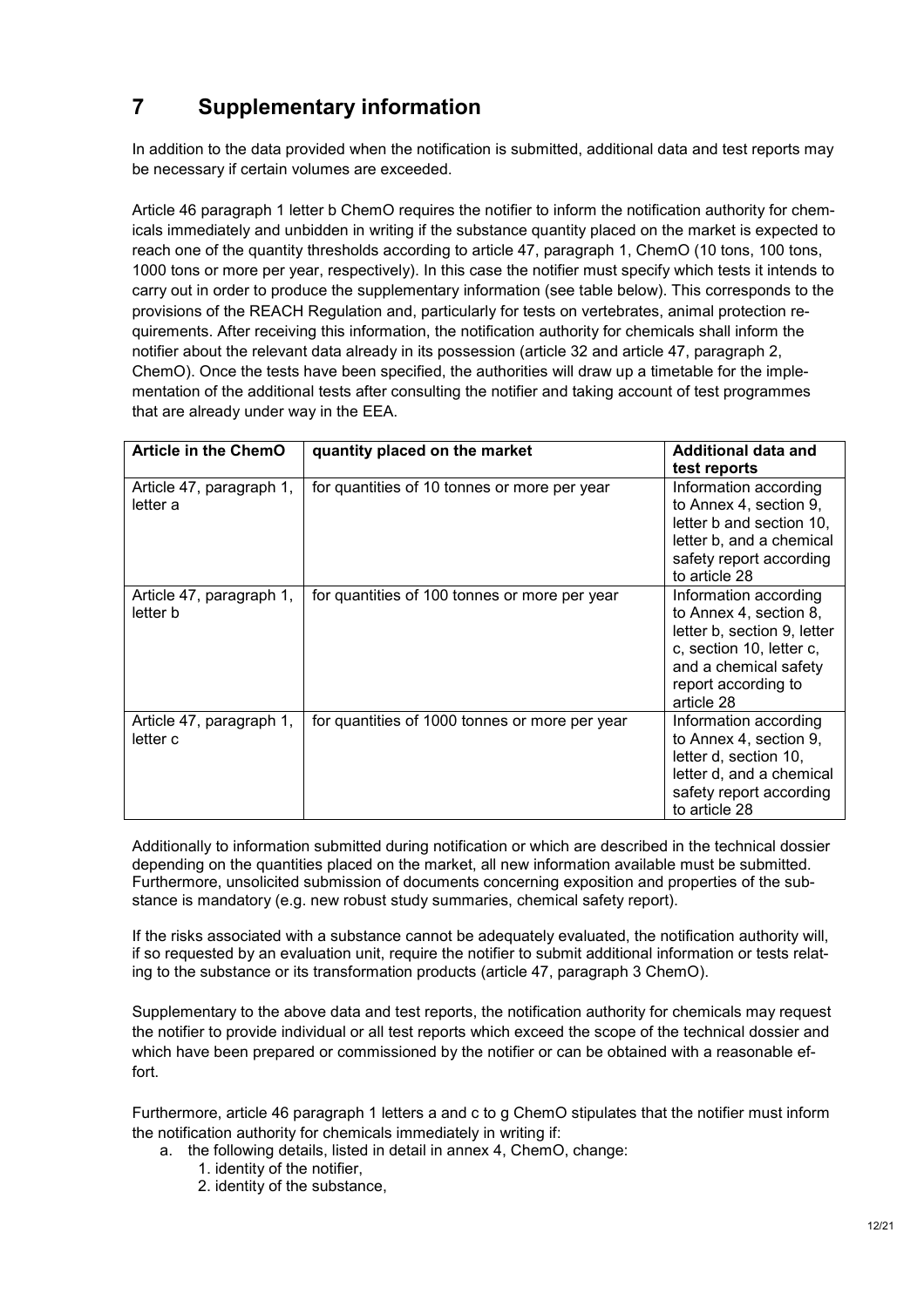# 7 Supplementary information

In addition to the data provided when the notification is submitted, additional data and test reports may be necessary if certain volumes are exceeded.

Article 46 paragraph 1 letter b ChemO requires the notifier to inform the notification authority for chemicals immediately and unbidden in writing if the substance quantity placed on the market is expected to reach one of the quantity thresholds according to article 47, paragraph 1, ChemO (10 tons, 100 tons, 1000 tons or more per year, respectively). In this case the notifier must specify which tests it intends to carry out in order to produce the supplementary information (see table below). This corresponds to the provisions of the REACH Regulation and, particularly for tests on vertebrates, animal protection requirements. After receiving this information, the notification authority for chemicals shall inform the notifier about the relevant data already in its possession (article 32 and article 47, paragraph 2, ChemO). Once the tests have been specified, the authorities will draw up a timetable for the implementation of the additional tests after consulting the notifier and taking account of test programmes that are already under way in the EEA.

| Article in the ChemO | quantity placed on the market | Additional data and test reports |
| --- | --- | --- |
| Article 47, paragraph 1, letter a | for quantities of 10 tonnes or more per year | Information according to Annex 4, section 9, letter b and section 10, letter b, and a chemical safety report according to article 28 |
| Article 47, paragraph 1, letter b | for quantities of 100 tonnes or more per year | Information according to Annex 4, section 8, letter b, section 9, letter c, section 10, letter c, and a chemical safety report according to article 28 |
| Article 47, paragraph 1, letter c | for quantities of 1000 tonnes or more per year | Information according to Annex 4, section 9, letter d, section 10, letter d, and a chemical safety report according to article 28 |

Additionally to information submitted during notification or which are described in the technical dossier depending on the quantities placed on the market, all new information available must be submitted. Furthermore, unsolicited submission of documents concerning exposition and properties of the substance is mandatory (e.g. new robust study summaries, chemical safety report).

If the risks associated with a substance cannot be adequately evaluated, the notification authority will, if so requested by an evaluation unit, require the notifier to submit additional information or tests relating to the substance or its transformation products (article 47, paragraph 3 ChemO).

Supplementary to the above data and test reports, the notification authority for chemicals may request the notifier to provide individual or all test reports which exceed the scope of the technical dossier and which have been prepared or commissioned by the notifier or can be obtained with a reasonable effort.

Furthermore, article 46 paragraph 1 letters a and c to g ChemO stipulates that the notifier must inform the notification authority for chemicals immediately in writing if:

a. the following details, listed in detail in annex 4, ChemO, change:
   1. identity of the notifier,
   2. identity of the substance,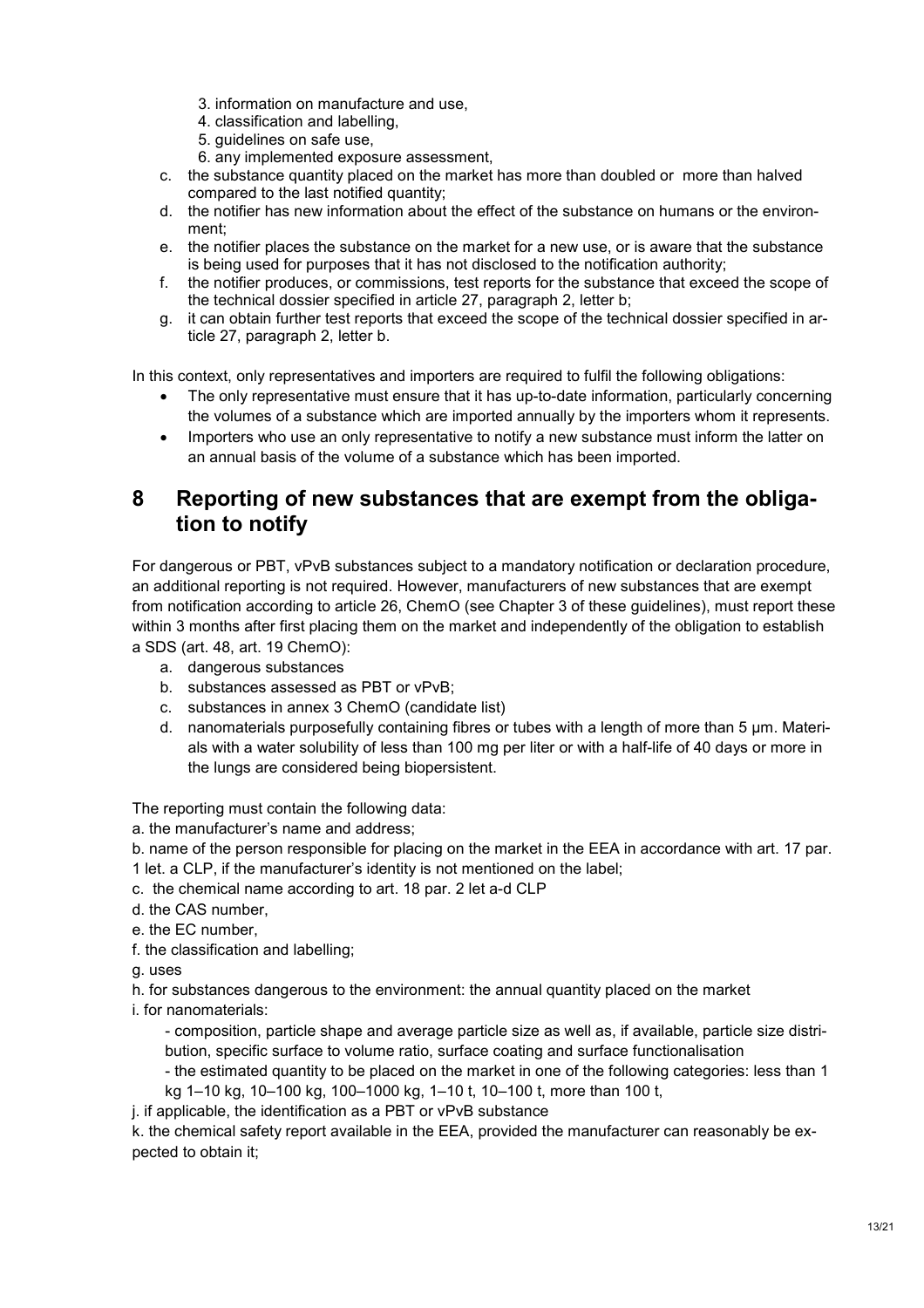3. information on manufacture and use,
4. classification and labelling,
5. guidelines on safe use,
6. any implemented exposure assessment,

c. the substance quantity placed on the market has more than doubled or more than halved compared to the last notified quantity;
d. the notifier has new information about the effect of the substance on humans or the environment;
e. the notifier places the substance on the market for a new use, or is aware that the substance is being used for purposes that it has not disclosed to the notification authority;
f. the notifier produces, or commissions, test reports for the substance that exceed the scope of the technical dossier specified in article 27, paragraph 2, letter b;
g. it can obtain further test reports that exceed the scope of the technical dossier specified in article 27, paragraph 2, letter b.

In this context, only representatives and importers are required to fulfil the following obligations:

- The only representative must ensure that it has up-to-date information, particularly concerning the volumes of a substance which are imported annually by the importers whom it represents.
- Importers who use an only representative to notify a new substance must inform the latter on an annual basis of the volume of a substance which has been imported.

## 8 Reporting of new substances that are exempt from the obligation to notify

For dangerous or PBT, vPvB substances subject to a mandatory notification or declaration procedure, an additional reporting is not required. However, manufacturers of new substances that are exempt from notification according to article 26, ChemO (see Chapter 3 of these guidelines), must report these within 3 months after first placing them on the market and independently of the obligation to establish a SDS (art. 48, art. 19 ChemO):

a. dangerous substances
b. substances assessed as PBT or vPvB;
c. substances in annex 3 ChemO (candidate list)
d. nanomaterials purposefully containing fibres or tubes with a length of more than 5 µm. Materials with a water solubility of less than 100 mg per liter or with a half-life of 40 days or more in the lungs are considered being biopersistent.

The reporting must contain the following data:

a. the manufacturer's name and address;

b. name of the person responsible for placing on the market in the EEA in accordance with art. 17 par. 1 let. a CLP, if the manufacturer's identity is not mentioned on the label;

c. the chemical name according to art. 18 par. 2 let a-d CLP

d. the CAS number,

e. the EC number,

f. the classification and labelling;

g. uses

h. for substances dangerous to the environment: the annual quantity placed on the market

i. for nanomaterials:

- composition, particle shape and average particle size as well as, if available, particle size distribution, specific surface to volume ratio, surface coating and surface functionalisation
- the estimated quantity to be placed on the market in one of the following categories: less than 1 kg 1–10 kg, 10–100 kg, 100–1000 kg, 1–10 t, 10–100 t, more than 100 t,

j. if applicable, the identification as a PBT or vPvB substance

k. the chemical safety report available in the EEA, provided the manufacturer can reasonably be expected to obtain it;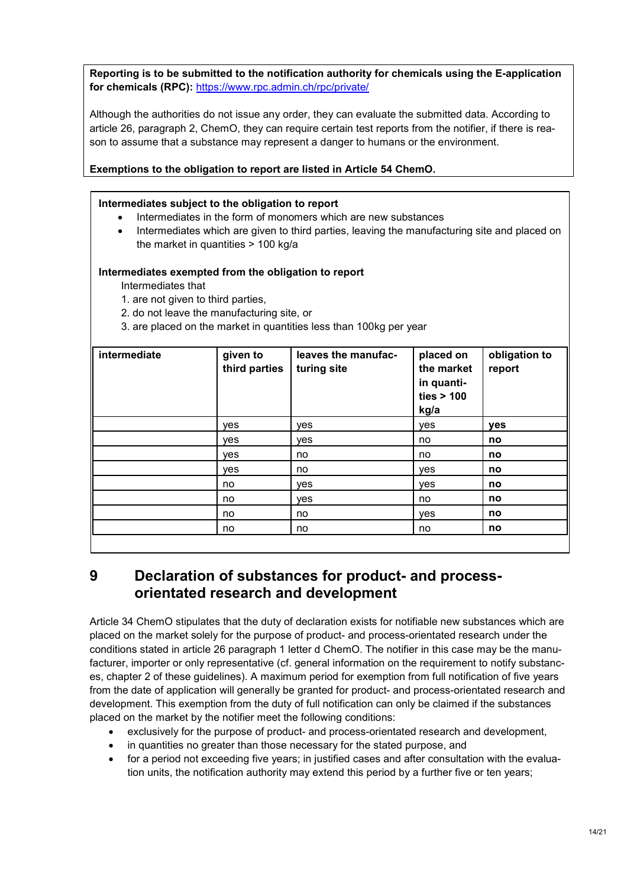**Reporting is to be submitted to the notification authority for chemicals using the E-application for chemicals (RPC):** https://www.rpc.admin.ch/rpc/private/

Although the authorities do not issue any order, they can evaluate the submitted data. According to article 26, paragraph 2, ChemO, they can require certain test reports from the notifier, if there is reason to assume that a substance may represent a danger to humans or the environment.

**Exemptions to the obligation to report are listed in Article 54 ChemO.**

**Intermediates subject to the obligation to report**

- Intermediates in the form of monomers which are new substances
- Intermediates which are given to third parties, leaving the manufacturing site and placed on the market in quantities > 100 kg/a

**Intermediates exempted from the obligation to report**

Intermediates that

1. are not given to third parties,
2. do not leave the manufacturing site, or
3. are placed on the market in quantities less than 100kg per year

| intermediate | given to third parties | leaves the manufacturing site | placed on the market in quantities > 100 kg/a | obligation to report |
|---|---|---|---|---|
| | yes | yes | yes | **yes** |
| | yes | yes | no | **no** |
| | yes | no | no | **no** |
| | yes | no | yes | **no** |
| | no | yes | yes | **no** |
| | no | yes | no | **no** |
| | no | no | yes | **no** |
| | no | no | no | **no** |

# 9 Declaration of substances for product- and process-orientated research and development

Article 34 ChemO stipulates that the duty of declaration exists for notifiable new substances which are placed on the market solely for the purpose of product- and process-orientated research under the conditions stated in article 26 paragraph 1 letter d ChemO. The notifier in this case may be the manufacturer, importer or only representative (cf. general information on the requirement to notify substances, chapter 2 of these guidelines). A maximum period for exemption from full notification of five years from the date of application will generally be granted for product- and process-orientated research and development. This exemption from the duty of full notification can only be claimed if the substances placed on the market by the notifier meet the following conditions:

- exclusively for the purpose of product- and process-orientated research and development,
- in quantities no greater than those necessary for the stated purpose, and
- for a period not exceeding five years; in justified cases and after consultation with the evaluation units, the notification authority may extend this period by a further five or ten years;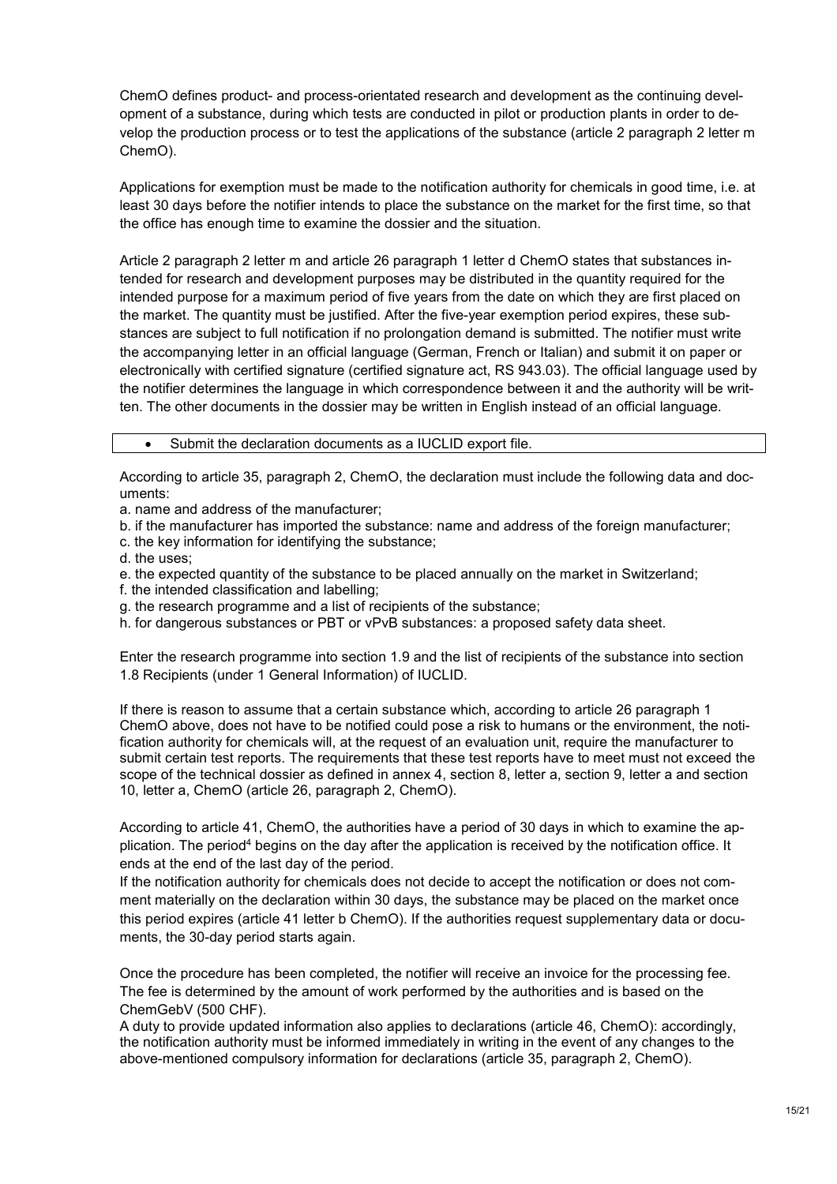ChemO defines product- and process-orientated research and development as the continuing development of a substance, during which tests are conducted in pilot or production plants in order to develop the production process or to test the applications of the substance (article 2 paragraph 2 letter m ChemO).

Applications for exemption must be made to the notification authority for chemicals in good time, i.e. at least 30 days before the notifier intends to place the substance on the market for the first time, so that the office has enough time to examine the dossier and the situation.

Article 2 paragraph 2 letter m and article 26 paragraph 1 letter d ChemO states that substances intended for research and development purposes may be distributed in the quantity required for the intended purpose for a maximum period of five years from the date on which they are first placed on the market. The quantity must be justified. After the five-year exemption period expires, these substances are subject to full notification if no prolongation demand is submitted. The notifier must write the accompanying letter in an official language (German, French or Italian) and submit it on paper or electronically with certified signature (certified signature act, RS 943.03). The official language used by the notifier determines the language in which correspondence between it and the authority will be written. The other documents in the dossier may be written in English instead of an official language.

- Submit the declaration documents as a IUCLID export file.

According to article 35, paragraph 2, ChemO, the declaration must include the following data and documents:

a. name and address of the manufacturer;
b. if the manufacturer has imported the substance: name and address of the foreign manufacturer;
c. the key information for identifying the substance;
d. the uses;
e. the expected quantity of the substance to be placed annually on the market in Switzerland;
f. the intended classification and labelling;
g. the research programme and a list of recipients of the substance;
h. for dangerous substances or PBT or vPvB substances: a proposed safety data sheet.

Enter the research programme into section 1.9 and the list of recipients of the substance into section 1.8 Recipients (under 1 General Information) of IUCLID.

If there is reason to assume that a certain substance which, according to article 26 paragraph 1 ChemO above, does not have to be notified could pose a risk to humans or the environment, the notification authority for chemicals will, at the request of an evaluation unit, require the manufacturer to submit certain test reports. The requirements that these test reports have to meet must not exceed the scope of the technical dossier as defined in annex 4, section 8, letter a, section 9, letter a and section 10, letter a, ChemO (article 26, paragraph 2, ChemO).

According to article 41, ChemO, the authorities have a period of 30 days in which to examine the application. The period[4] begins on the day after the application is received by the notification office. It ends at the end of the last day of the period.

If the notification authority for chemicals does not decide to accept the notification or does not comment materially on the declaration within 30 days, the substance may be placed on the market once this period expires (article 41 letter b ChemO). If the authorities request supplementary data or documents, the 30-day period starts again.

Once the procedure has been completed, the notifier will receive an invoice for the processing fee. The fee is determined by the amount of work performed by the authorities and is based on the ChemGebV (500 CHF).

A duty to provide updated information also applies to declarations (article 46, ChemO): accordingly, the notification authority must be informed immediately in writing in the event of any changes to the above-mentioned compulsory information for declarations (article 35, paragraph 2, ChemO).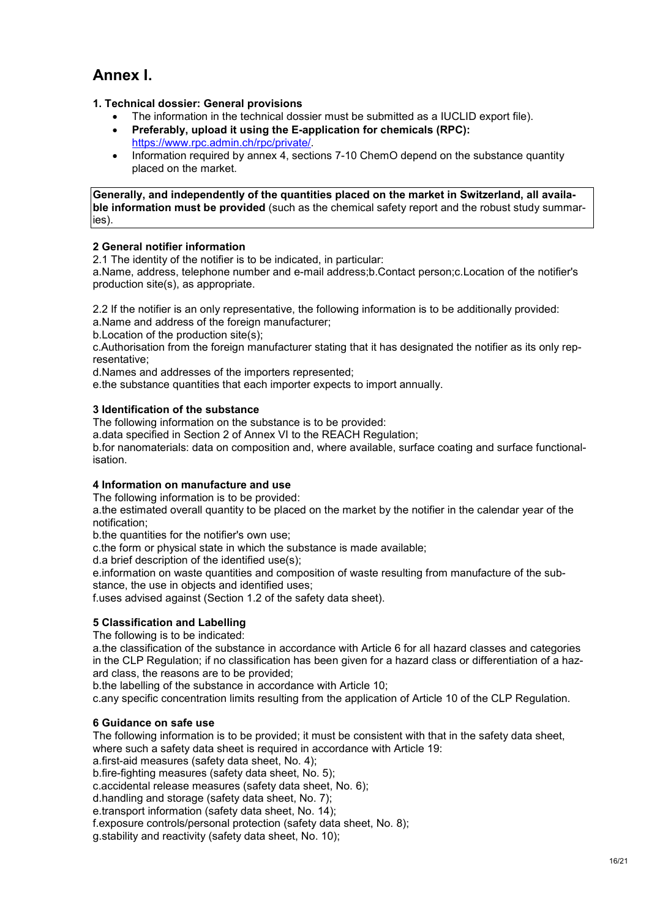# Annex I.

**1. Technical dossier: General provisions**

- The information in the technical dossier must be submitted as a IUCLID export file).
- **Preferably, upload it using the E-application for chemicals (RPC):** https://www.rpc.admin.ch/rpc/private/.
- Information required by annex 4, sections 7-10 ChemO depend on the substance quantity placed on the market.

**Generally, and independently of the quantities placed on the market in Switzerland, all available information must be provided** (such as the chemical safety report and the robust study summaries).

**2 General notifier information**

2.1 The identity of the notifier is to be indicated, in particular:

a.Name, address, telephone number and e-mail address;b.Contact person;c.Location of the notifier's production site(s), as appropriate.

2.2 If the notifier is an only representative, the following information is to be additionally provided:

a.Name and address of the foreign manufacturer;

b.Location of the production site(s);

c.Authorisation from the foreign manufacturer stating that it has designated the notifier as its only representative;

d.Names and addresses of the importers represented;

e.the substance quantities that each importer expects to import annually.

**3 Identification of the substance**

The following information on the substance is to be provided:

a.data specified in Section 2 of Annex VI to the REACH Regulation;

b.for nanomaterials: data on composition and, where available, surface coating and surface functionalisation.

**4 Information on manufacture and use**

The following information is to be provided:

a.the estimated overall quantity to be placed on the market by the notifier in the calendar year of the notification;

b.the quantities for the notifier's own use;

c.the form or physical state in which the substance is made available;

d.a brief description of the identified use(s);

e.information on waste quantities and composition of waste resulting from manufacture of the substance, the use in objects and identified uses;

f.uses advised against (Section 1.2 of the safety data sheet).

**5 Classification and Labelling**

The following is to be indicated:

a.the classification of the substance in accordance with Article 6 for all hazard classes and categories in the CLP Regulation; if no classification has been given for a hazard class or differentiation of a hazard class, the reasons are to be provided;

b.the labelling of the substance in accordance with Article 10;

c.any specific concentration limits resulting from the application of Article 10 of the CLP Regulation.

**6 Guidance on safe use**

The following information is to be provided; it must be consistent with that in the safety data sheet, where such a safety data sheet is required in accordance with Article 19:

a.first-aid measures (safety data sheet, No. 4);

b.fire-fighting measures (safety data sheet, No. 5);

c.accidental release measures (safety data sheet, No. 6);

d.handling and storage (safety data sheet, No. 7);

e.transport information (safety data sheet, No. 14);

f.exposure controls/personal protection (safety data sheet, No. 8);

g.stability and reactivity (safety data sheet, No. 10);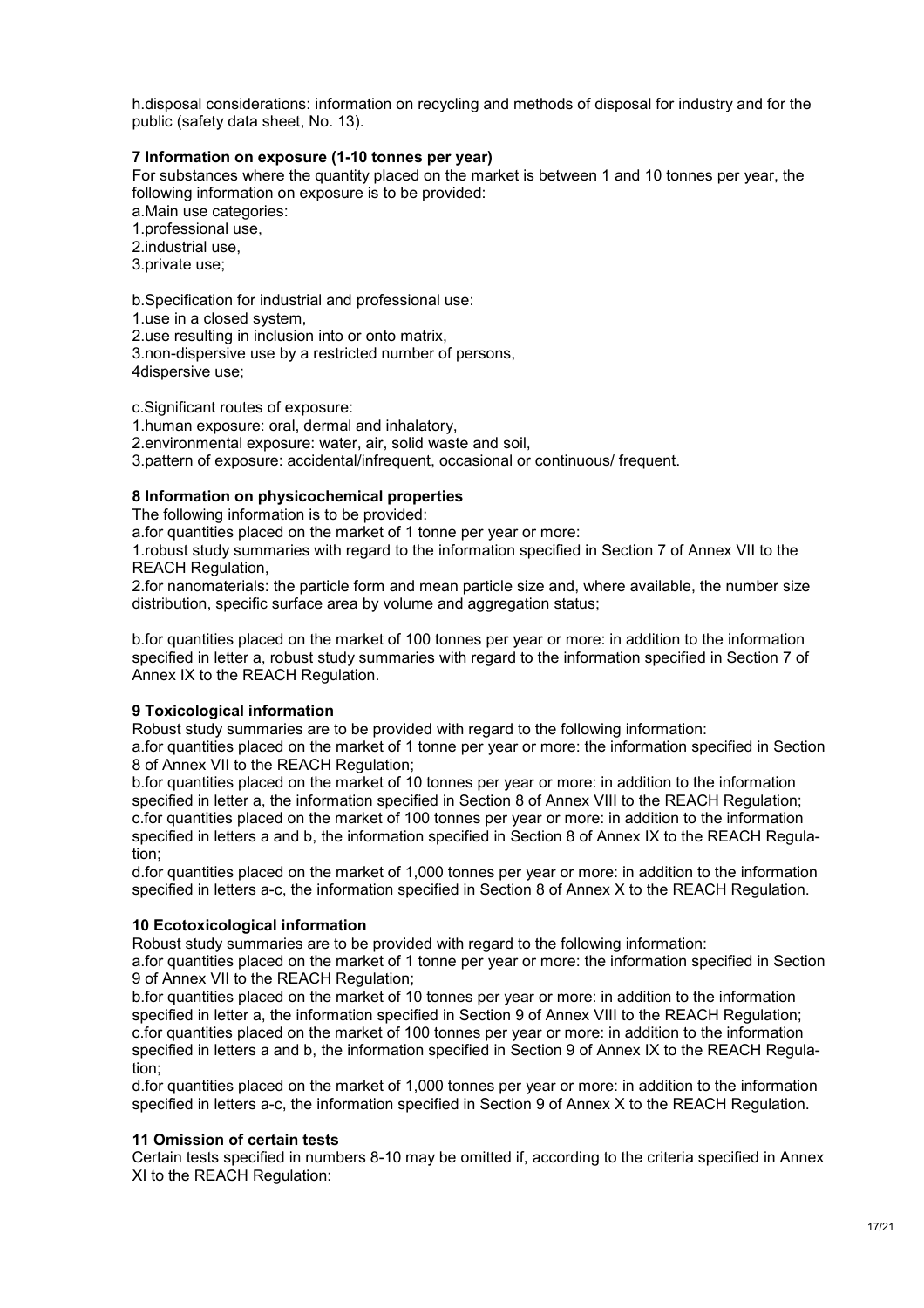h.disposal considerations: information on recycling and methods of disposal for industry and for the public (safety data sheet, No. 13).

**7 Information on exposure (1-10 tonnes per year)**

For substances where the quantity placed on the market is between 1 and 10 tonnes per year, the following information on exposure is to be provided:

a.Main use categories:
1.professional use,
2.industrial use,
3.private use;

b.Specification for industrial and professional use:
1.use in a closed system,
2.use resulting in inclusion into or onto matrix,
3.non-dispersive use by a restricted number of persons,
4dispersive use;

c.Significant routes of exposure:
1.human exposure: oral, dermal and inhalatory,
2.environmental exposure: water, air, solid waste and soil,
3.pattern of exposure: accidental/infrequent, occasional or continuous/ frequent.

**8 Information on physicochemical properties**

The following information is to be provided:

a.for quantities placed on the market of 1 tonne per year or more:
1.robust study summaries with regard to the information specified in Section 7 of Annex VII to the REACH Regulation,
2.for nanomaterials: the particle form and mean particle size and, where available, the number size distribution, specific surface area by volume and aggregation status;

b.for quantities placed on the market of 100 tonnes per year or more: in addition to the information specified in letter a, robust study summaries with regard to the information specified in Section 7 of Annex IX to the REACH Regulation.

**9 Toxicological information**

Robust study summaries are to be provided with regard to the following information:

a.for quantities placed on the market of 1 tonne per year or more: the information specified in Section 8 of Annex VII to the REACH Regulation;
b.for quantities placed on the market of 10 tonnes per year or more: in addition to the information specified in letter a, the information specified in Section 8 of Annex VIII to the REACH Regulation;
c.for quantities placed on the market of 100 tonnes per year or more: in addition to the information specified in letters a and b, the information specified in Section 8 of Annex IX to the REACH Regulation;
d.for quantities placed on the market of 1,000 tonnes per year or more: in addition to the information specified in letters a-c, the information specified in Section 8 of Annex X to the REACH Regulation.

**10 Ecotoxicological information**

Robust study summaries are to be provided with regard to the following information:

a.for quantities placed on the market of 1 tonne per year or more: the information specified in Section 9 of Annex VII to the REACH Regulation;
b.for quantities placed on the market of 10 tonnes per year or more: in addition to the information specified in letter a, the information specified in Section 9 of Annex VIII to the REACH Regulation;
c.for quantities placed on the market of 100 tonnes per year or more: in addition to the information specified in letters a and b, the information specified in Section 9 of Annex IX to the REACH Regulation;
d.for quantities placed on the market of 1,000 tonnes per year or more: in addition to the information specified in letters a-c, the information specified in Section 9 of Annex X to the REACH Regulation.

**11 Omission of certain tests**

Certain tests specified in numbers 8-10 may be omitted if, according to the criteria specified in Annex XI to the REACH Regulation: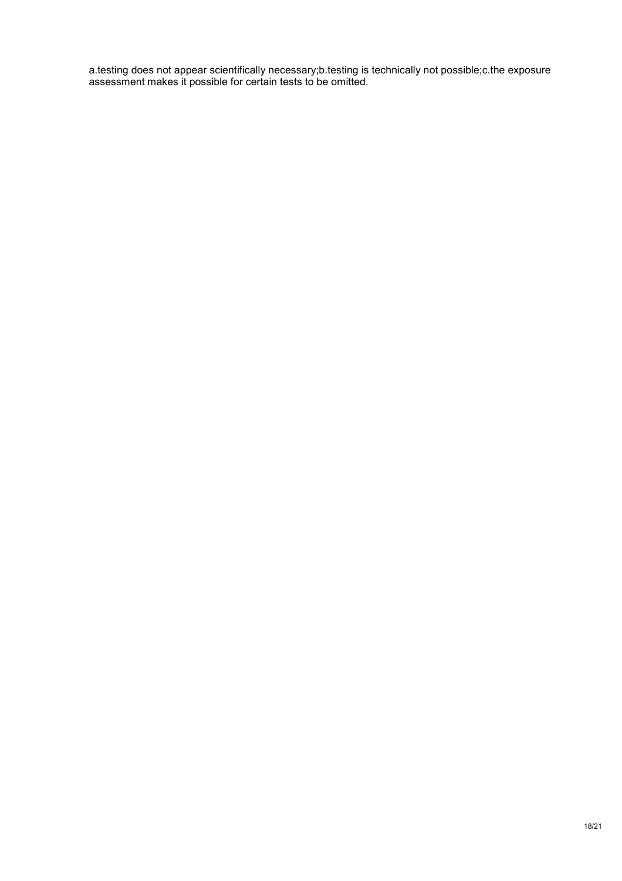a.testing does not appear scientifically necessary;b.testing is technically not possible;c.the exposure assessment makes it possible for certain tests to be omitted.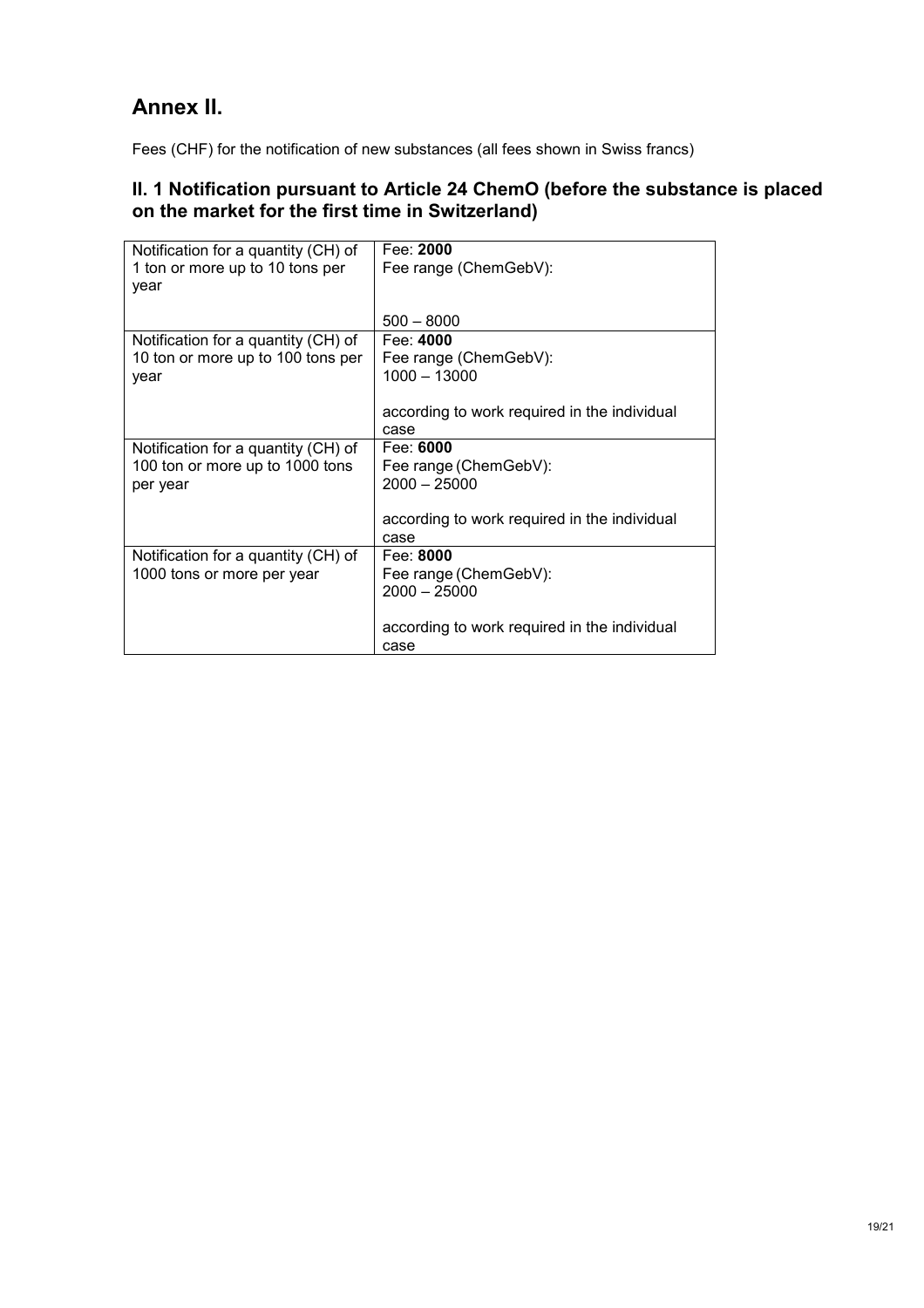# Annex II.

Fees (CHF) for the notification of new substances (all fees shown in Swiss francs)

## II. 1 Notification pursuant to Article 24 ChemO (before the substance is placed on the market for the first time in Switzerland)

| | |
|---|---|
| Notification for a quantity (CH) of 1 ton or more up to 10 tons per year | Fee: **2000**<br>Fee range (ChemGebV):<br><br>500 – 8000 |
| Notification for a quantity (CH) of 10 ton or more up to 100 tons per year | Fee: **4000**<br>Fee range (ChemGebV):<br>1000 – 13000<br><br>according to work required in the individual case |
| Notification for a quantity (CH) of 100 ton or more up to 1000 tons per year | Fee: **6000**<br>Fee range (ChemGebV):<br>2000 – 25000<br><br>according to work required in the individual case |
| Notification for a quantity (CH) of 1000 tons or more per year | Fee: **8000**<br>Fee range (ChemGebV):<br>2000 – 25000<br><br>according to work required in the individual case |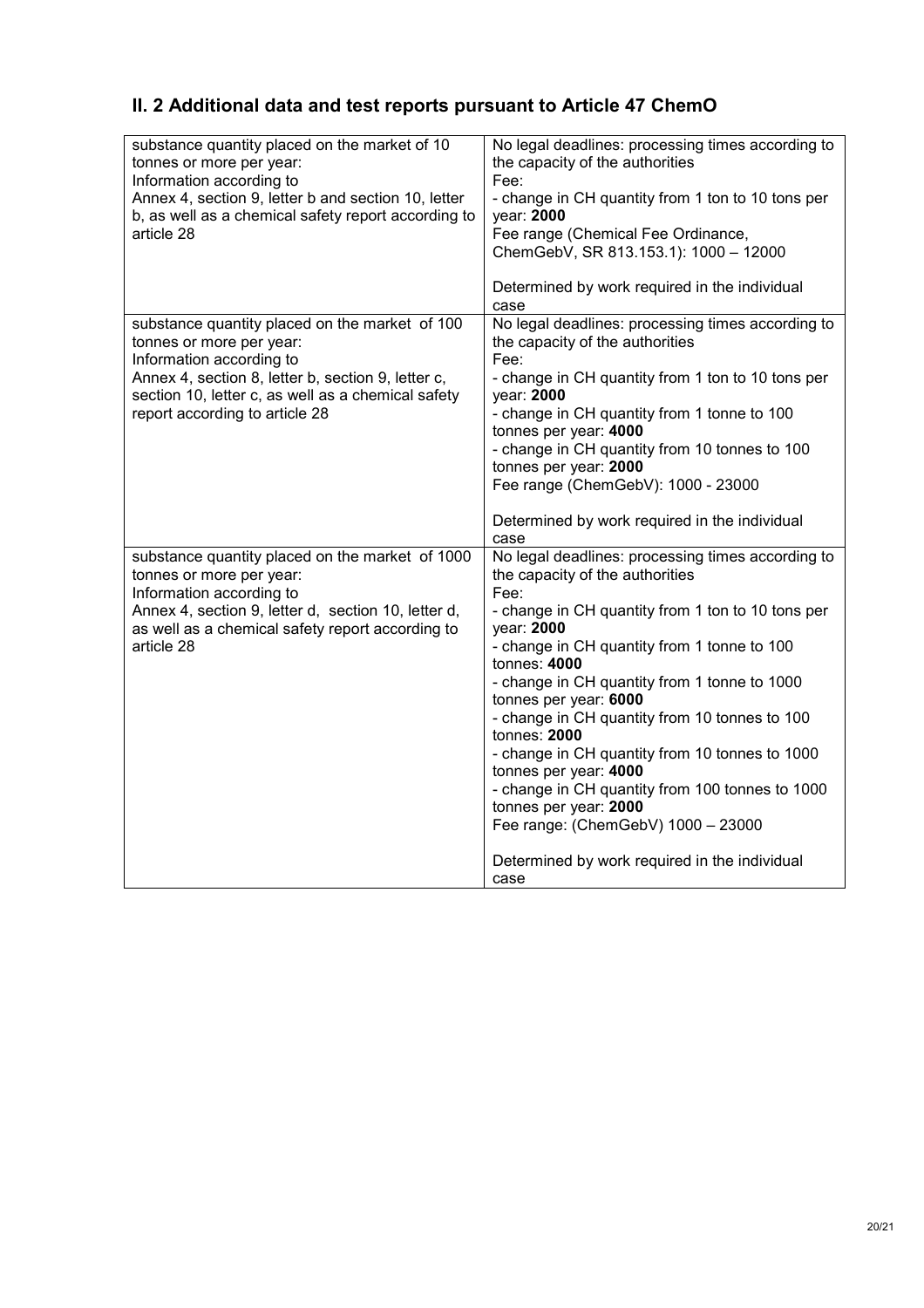## II. 2 Additional data and test reports pursuant to Article 47 ChemO

| | |
|---|---|
| substance quantity placed on the market of 10 tonnes or more per year:<br>Information according to<br>Annex 4, section 9, letter b and section 10, letter b, as well as a chemical safety report according to article 28 | No legal deadlines: processing times according to the capacity of the authorities<br>Fee:<br>- change in CH quantity from 1 ton to 10 tons per year: **2000**<br>Fee range (Chemical Fee Ordinance, ChemGebV, SR 813.153.1): 1000 – 12000<br><br>Determined by work required in the individual case |
| substance quantity placed on the market of 100 tonnes or more per year:<br>Information according to<br>Annex 4, section 8, letter b, section 9, letter c, section 10, letter c, as well as a chemical safety report according to article 28 | No legal deadlines: processing times according to the capacity of the authorities<br>Fee:<br>- change in CH quantity from 1 ton to 10 tons per year: **2000**<br>- change in CH quantity from 1 tonne to 100 tonnes per year: **4000**<br>- change in CH quantity from 10 tonnes to 100 tonnes per year: **2000**<br>Fee range (ChemGebV): 1000 - 23000<br><br>Determined by work required in the individual case |
| substance quantity placed on the market of 1000 tonnes or more per year:<br>Information according to<br>Annex 4, section 9, letter d, section 10, letter d, as well as a chemical safety report according to article 28 | No legal deadlines: processing times according to the capacity of the authorities<br>Fee:<br>- change in CH quantity from 1 ton to 10 tons per year: **2000**<br>- change in CH quantity from 1 tonne to 100 tonnes: **4000**<br>- change in CH quantity from 1 tonne to 1000 tonnes per year: **6000**<br>- change in CH quantity from 10 tonnes to 100 tonnes: **2000**<br>- change in CH quantity from 10 tonnes to 1000 tonnes per year: **4000**<br>- change in CH quantity from 100 tonnes to 1000 tonnes per year: **2000**<br>Fee range: (ChemGebV) 1000 – 23000<br><br>Determined by work required in the individual case |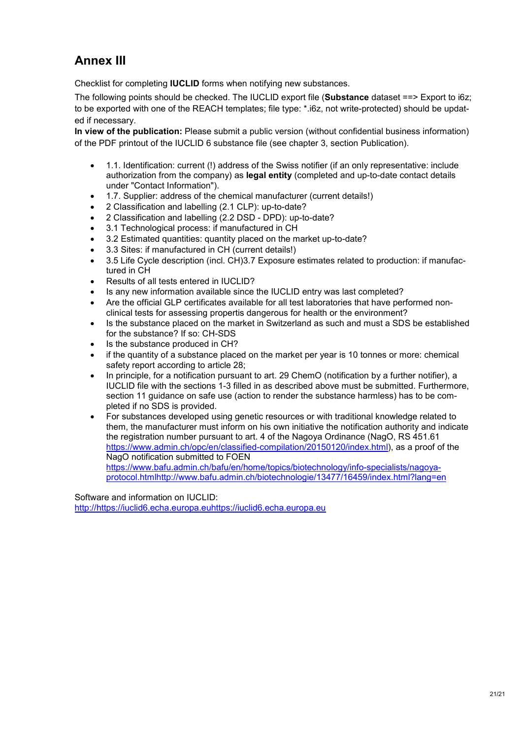# Annex III

Checklist for completing **IUCLID** forms when notifying new substances.

The following points should be checked. The IUCLID export file (**Substance** dataset ==> Export to i6z; to be exported with one of the REACH templates; file type: *.i6z, not write-protected) should be updated if necessary.

**In view of the publication:** Please submit a public version (without confidential business information) of the PDF printout of the IUCLID 6 substance file (see chapter 3, section Publication).

- 1.1. Identification: current (!) address of the Swiss notifier (if an only representative: include authorization from the company) as **legal entity** (completed and up-to-date contact details under "Contact Information").
- 1.7. Supplier: address of the chemical manufacturer (current details!)
- 2 Classification and labelling (2.1 CLP): up-to-date?
- 2 Classification and labelling (2.2 DSD - DPD): up-to-date?
- 3.1 Technological process: if manufactured in CH
- 3.2 Estimated quantities: quantity placed on the market up-to-date?
- 3.3 Sites: if manufactured in CH (current details!)
- 3.5 Life Cycle description (incl. CH)3.7 Exposure estimates related to production: if manufactured in CH
- Results of all tests entered in IUCLID?
- Is any new information available since the IUCLID entry was last completed?
- Are the official GLP certificates available for all test laboratories that have performed non-clinical tests for assessing propertis dangerous for health or the environment?
- Is the substance placed on the market in Switzerland as such and must a SDS be established for the substance? If so: CH-SDS
- Is the substance produced in CH?
- if the quantity of a substance placed on the market per year is 10 tonnes or more: chemical safety report according to article 28;
- In principle, for a notification pursuant to art. 29 ChemO (notification by a further notifier), a IUCLID file with the sections 1-3 filled in as described above must be submitted. Furthermore, section 11 guidance on safe use (action to render the substance harmless) has to be completed if no SDS is provided.
- For substances developed using genetic resources or with traditional knowledge related to them, the manufacturer must inform on his own initiative the notification authority and indicate the registration number pursuant to art. 4 of the Nagoya Ordinance (NagO, RS 451.61 https://www.admin.ch/opc/en/classified-compilation/20150120/index.html), as a proof of the NagO notification submitted to FOEN https://www.bafu.admin.ch/bafu/en/home/topics/biotechnology/info-specialists/nagoya-protocol.htmlhttp://www.bafu.admin.ch/biotechnologie/13477/16459/index.html?lang=en

Software and information on IUCLID:
http://https://iuclid6.echa.europa.euhttps://iuclid6.echa.europa.eu